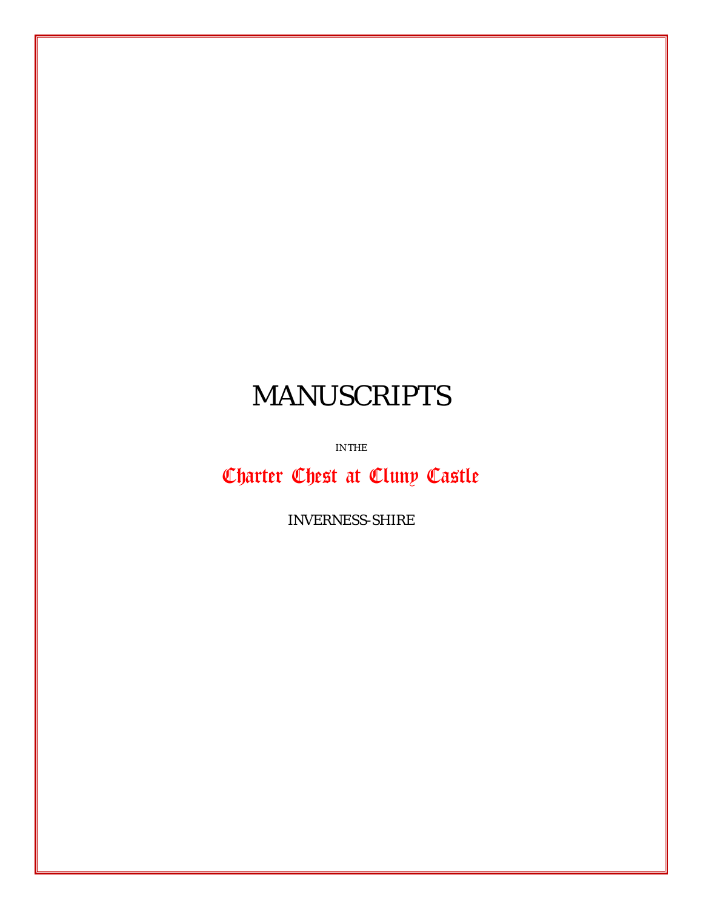# MANUSCRIPTS

IN THE

## Charter Chest at Cluny Castle

INVERNESS-SHIRE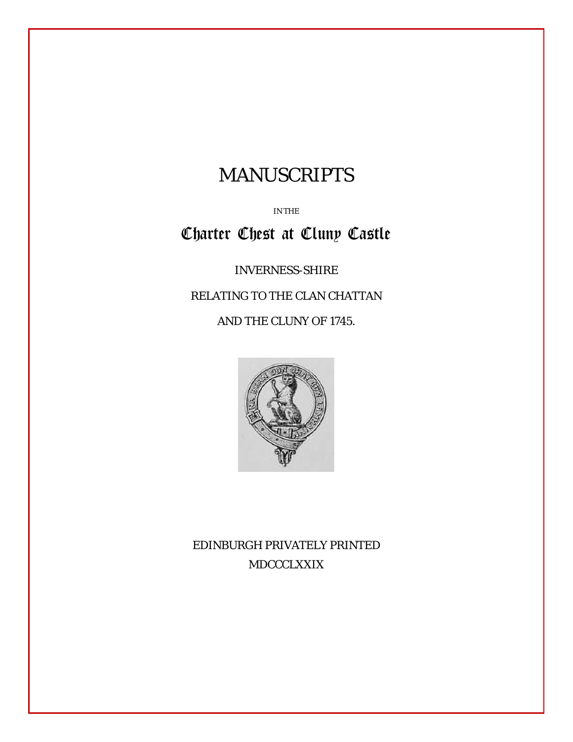# MANUSCRIPTS

IN THE

## Charter Chest at Cluny Castle

INVERNESS-SHIRE

RELATING TO THE CLAN CHATTAN

AND THE CLUNY OF 1745.

EDINBURGH PRIVATELY PRINTED

MDCCCLXXIX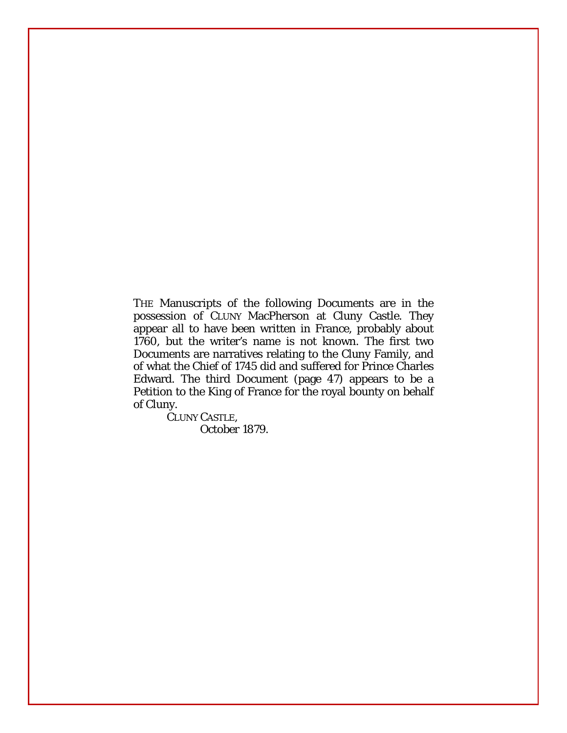THE Manuscripts of the following Documents are in the possession of CLUNY MacPherson at Cluny Castle. They appear all to have been written in France, probably about 1760, but the writer's name is not known. The first two Documents are narratives relating to the Cluny Family, and of what the Chief of 1745 did and suffered for Prince Charles Edward. The third Document (page 47) appears to be a Petition to the King of France for the royal bounty on behalf of Cluny.

CLUNY CASTLE,
October 1879.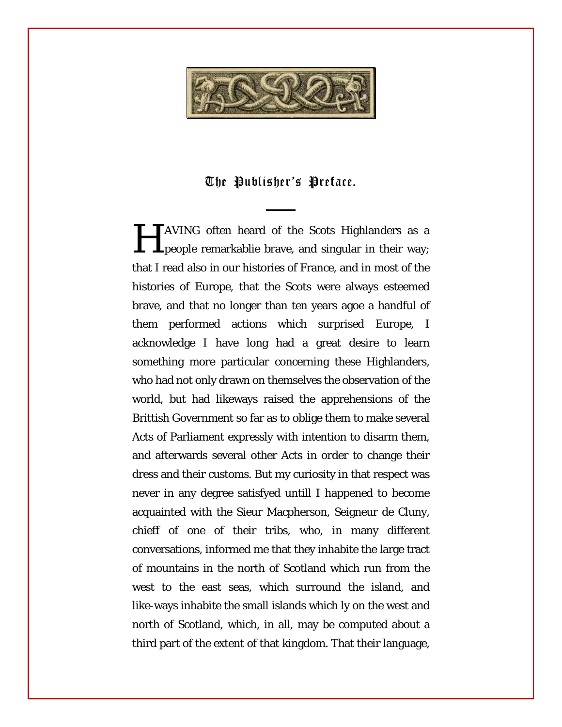## The Publisher's Preface.

HAVING often heard of the Scots Highlanders as a people remarkablie brave, and singular in their way; that I read also in our histories of France, and in most of the histories of Europe, that the Scots were always esteemed brave, and that no longer than ten years agoe a handful of them performed actions which surprised Europe, I acknowledge I have long had a great desire to learn something more particular concerning these Highlanders, who had not only drawn on themselves the observation of the world, but had likeways raised the apprehensions of the Brittish Government so far as to oblige them to make several Acts of Parliament expressly with intention to disarm them, and afterwards several other Acts in order to change their dress and their customs. But my curiosity in that respect was never in any degree satisfyed untill I happened to become acquainted with the Sieur Macpherson, Seigneur de Cluny, chieff of one of their tribs, who, in many different conversations, informed me that they inhabite the large tract of mountains in the north of Scotland which run from the west to the east seas, which surround the island, and like-ways inhabite the small islands which ly on the west and north of Scotland, which, in all, may be computed about a third part of the extent of that kingdom. That their language,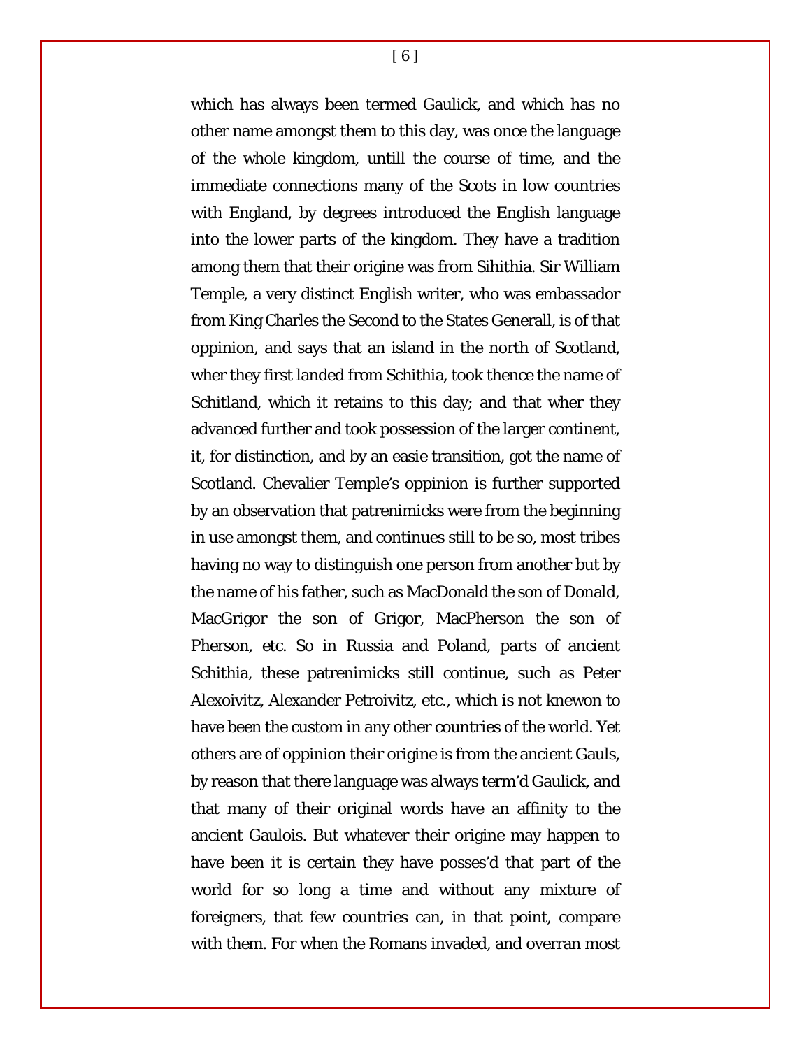which has always been termed Gaulick, and which has no other name amongst them to this day, was once the language of the whole kingdom, untill the course of time, and the immediate connections many of the Scots in low countries with England, by degrees introduced the English language into the lower parts of the kingdom. They have a tradition among them that their origine was from Sihithia. Sir William Temple, a very distinct English writer, who was embassador from King Charles the Second to the States Generall, is of that oppinion, and says that an island in the north of Scotland, wher they first landed from Schithia, took thence the name of Schitland, which it retains to this day; and that wher they advanced further and took possession of the larger continent, it, for distinction, and by an easie transition, got the name of Scotland. Chevalier Temple's oppinion is further supported by an observation that patrenimicks were from the beginning in use amongst them, and continues still to be so, most tribes having no way to distinguish one person from another but by the name of his father, such as MacDonald the son of Donald, MacGrigor the son of Grigor, MacPherson the son of Pherson, etc. So in Russia and Poland, parts of ancient Schithia, these patrenimicks still continue, such as Peter Alexoivitz, Alexander Petroivitz, etc., which is not knewon to have been the custom in any other countries of the world. Yet others are of oppinion their origine is from the ancient Gauls, by reason that there language was always term'd Gaulick, and that many of their original words have an affinity to the ancient Gaulois. But whatever their origine may happen to have been it is certain they have posses'd that part of the world for so long a time and without any mixture of foreigners, that few countries can, in that point, compare with them. For when the Romans invaded, and overran most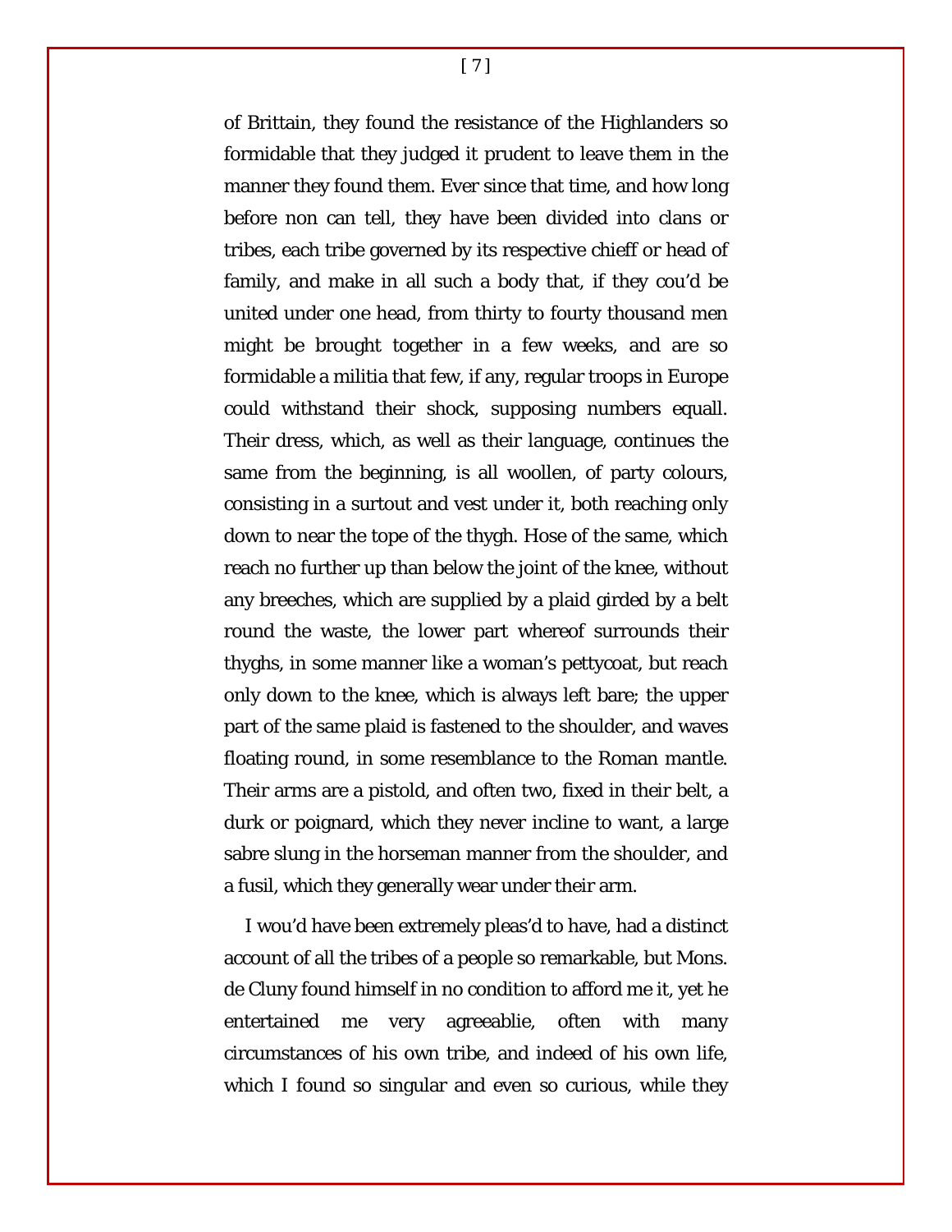of Brittain, they found the resistance of the Highlanders so formidable that they judged it prudent to leave them in the manner they found them. Ever since that time, and how long before non can tell, they have been divided into clans or tribes, each tribe governed by its respective chieff or head of family, and make in all such a body that, if they cou'd be united under one head, from thirty to fourty thousand men might be brought together in a few weeks, and are so formidable a militia that few, if any, regular troops in Europe could withstand their shock, supposing numbers equall. Their dress, which, as well as their language, continues the same from the beginning, is all woollen, of party colours, consisting in a surtout and vest under it, both reaching only down to near the tope of the thygh. Hose of the same, which reach no further up than below the joint of the knee, without any breeches, which are supplied by a plaid girded by a belt round the waste, the lower part whereof surrounds their thyghs, in some manner like a woman's pettycoat, but reach only down to the knee, which is always left bare; the upper part of the same plaid is fastened to the shoulder, and waves floating round, in some resemblance to the Roman mantle. Their arms are a pistold, and often two, fixed in their belt, a durk or poignard, which they never incline to want, a large sabre slung in the horseman manner from the shoulder, and a fusil, which they generally wear under their arm.

I wou'd have been extremely pleas'd to have, had a distinct account of all the tribes of a people so remarkable, but Mons. de Cluny found himself in no condition to afford me it, yet he entertained me very agreeablie, often with many circumstances of his own tribe, and indeed of his own life, which I found so singular and even so curious, while they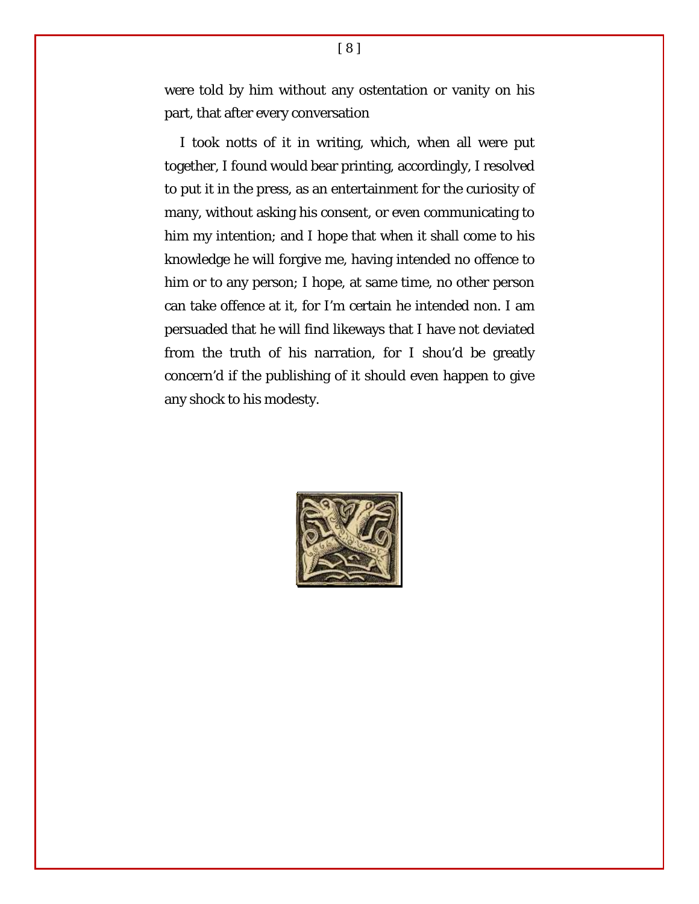were told by him without any ostentation or vanity on his part, that after every conversation

I took notts of it in writing, which, when all were put together, I found would bear printing, accordingly, I resolved to put it in the press, as an entertainment for the curiosity of many, without asking his consent, or even communicating to him my intention; and I hope that when it shall come to his knowledge he will forgive me, having intended no offence to him or to any person; I hope, at same time, no other person can take offence at it, for I'm certain he intended non. I am persuaded that he will find likeways that I have not deviated from the truth of his narration, for I shou'd be greatly concern'd if the publishing of it should even happen to give any shock to his modesty.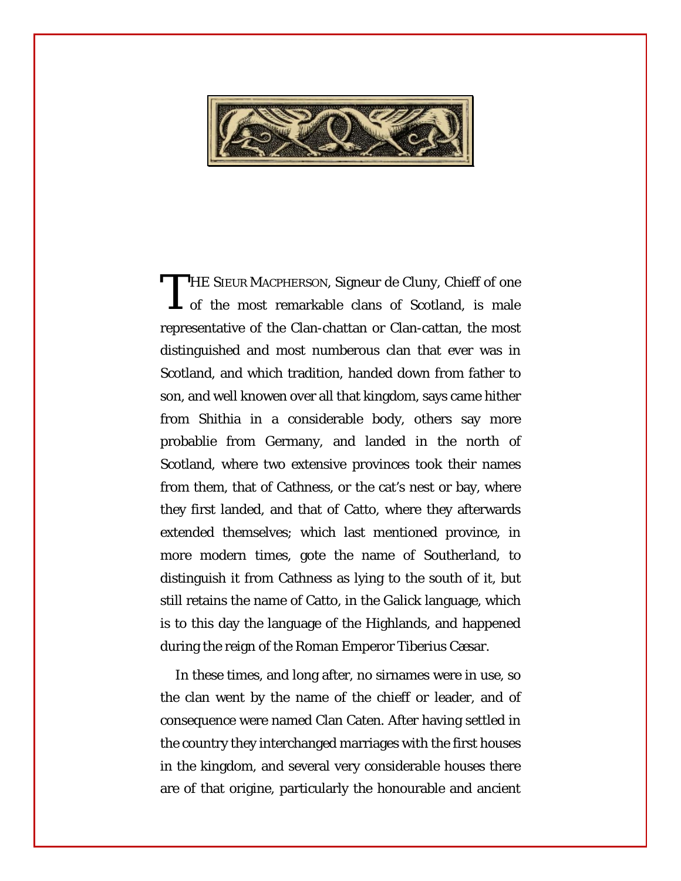THE SIEUR MACPHERSON, Signeur de Cluny, Chieff of one of the most remarkable clans of Scotland, is male representative of the Clan-chattan or Clan-cattan, the most distinguished and most numberous clan that ever was in Scotland, and which tradition, handed down from father to son, and well knowen over all that kingdom, says came hither from Shithia in a considerable body, others say more probablie from Germany, and landed in the north of Scotland, where two extensive provinces took their names from them, that of Cathness, or the cat's nest or bay, where they first landed, and that of Catto, where they afterwards extended themselves; which last mentioned province, in more modern times, gote the name of Southerland, to distinguish it from Cathness as lying to the south of it, but still retains the name of Catto, in the Galick language, which is to this day the language of the Highlands, and happened during the reign of the Roman Emperor Tiberius Cæsar.

In these times, and long after, no sirnames were in use, so the clan went by the name of the chieff or leader, and of consequence were named Clan Caten. After having settled in the country they interchanged marriages with the first houses in the kingdom, and several very considerable houses there are of that origine, particularly the honourable and ancient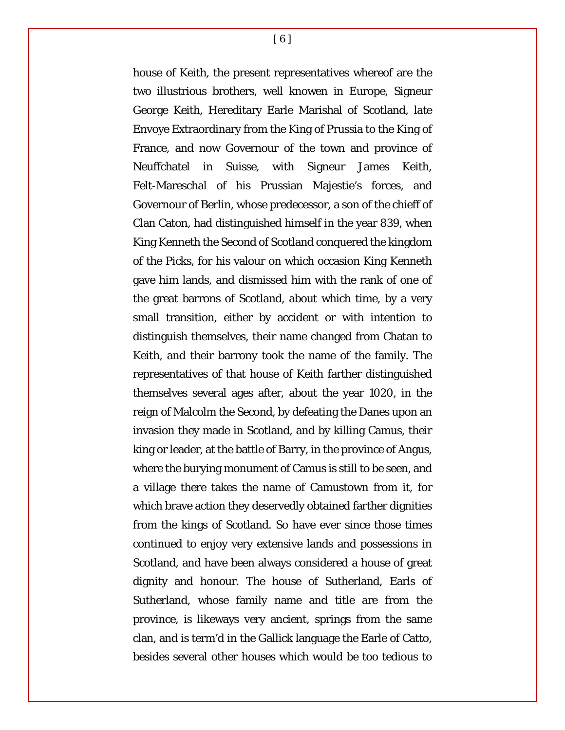house of Keith, the present representatives whereof are the two illustrious brothers, well knowen in Europe, Signeur George Keith, Hereditary Earle Marishal of Scotland, late Envoye Extraordinary from the King of Prussia to the King of France, and now Governour of the town and province of Neuffchatel in Suisse, with Signeur James Keith, Felt-Mareschal of his Prussian Majestie's forces, and Governour of Berlin, whose predecessor, a son of the chieff of Clan Caton, had distinguished himself in the year 839, when King Kenneth the Second of Scotland conquered the kingdom of the Picks, for his valour on which occasion King Kenneth gave him lands, and dismissed him with the rank of one of the great barrons of Scotland, about which time, by a very small transition, either by accident or with intention to distinguish themselves, their name changed from Chatan to Keith, and their barrony took the name of the family. The representatives of that house of Keith farther distinguished themselves several ages after, about the year 1020, in the reign of Malcolm the Second, by defeating the Danes upon an invasion they made in Scotland, and by killing Camus, their king or leader, at the battle of Barry, in the province of Angus, where the burying monument of Camus is still to be seen, and a village there takes the name of Camustown from it, for which brave action they deservedly obtained farther dignities from the kings of Scotland. So have ever since those times continued to enjoy very extensive lands and possessions in Scotland, and have been always considered a house of great dignity and honour. The house of Sutherland, Earls of Sutherland, whose family name and title are from the province, is likeways very ancient, springs from the same clan, and is term'd in the Gallick language the Earle of Catto, besides several other houses which would be too tedious to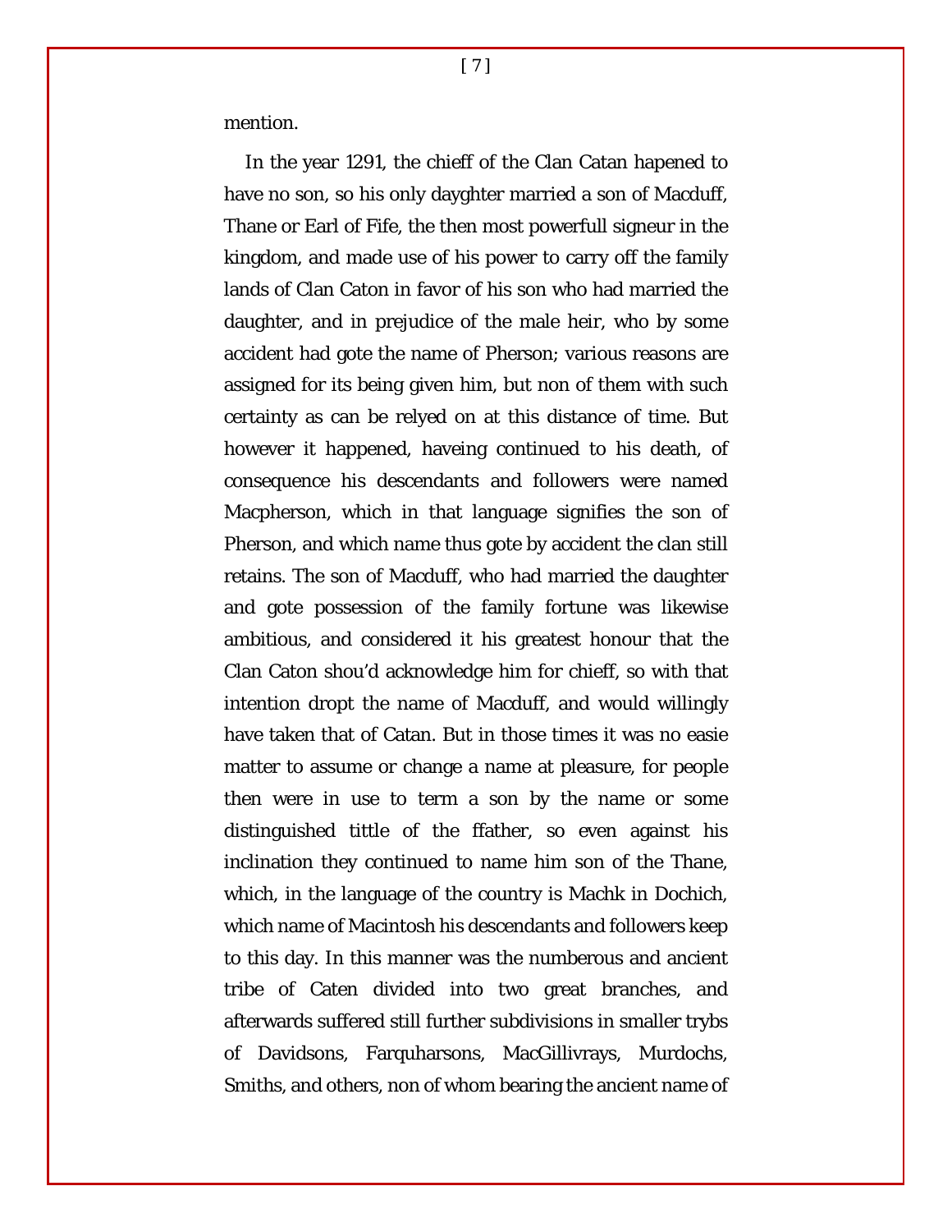mention.

In the year 1291, the chieff of the Clan Catan hapened to have no son, so his only dayghter married a son of Macduff, Thane or Earl of Fife, the then most powerfull signeur in the kingdom, and made use of his power to carry off the family lands of Clan Caton in favor of his son who had married the daughter, and in prejudice of the male heir, who by some accident had gote the name of Pherson; various reasons are assigned for its being given him, but non of them with such certainty as can be relyed on at this distance of time. But however it happened, haveing continued to his death, of consequence his descendants and followers were named Macpherson, which in that language signifies the son of Pherson, and which name thus gote by accident the clan still retains. The son of Macduff, who had married the daughter and gote possession of the family fortune was likewise ambitious, and considered it his greatest honour that the Clan Caton shou'd acknowledge him for chieff, so with that intention dropt the name of Macduff, and would willingly have taken that of Catan. But in those times it was no easie matter to assume or change a name at pleasure, for people then were in use to term a son by the name or some distinguished tittle of the ffather, so even against his inclination they continued to name him son of the Thane, which, in the language of the country is Machk in Dochich, which name of Macintosh his descendants and followers keep to this day. In this manner was the numberous and ancient tribe of Caten divided into two great branches, and afterwards suffered still further subdivisions in smaller trybs of Davidsons, Farquharsons, MacGillivrays, Murdochs, Smiths, and others, non of whom bearing the ancient name of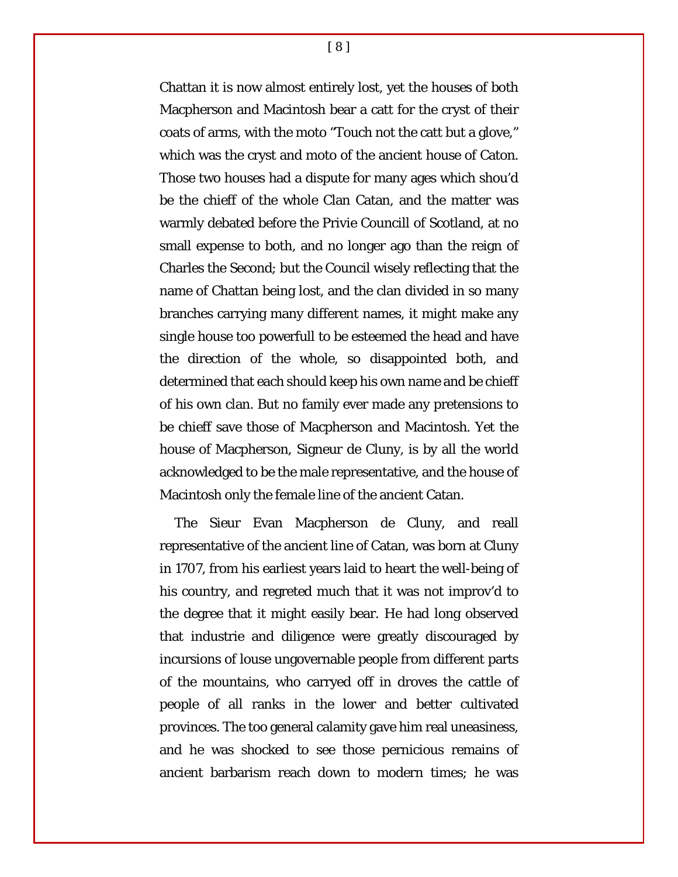Chattan it is now almost entirely lost, yet the houses of both Macpherson and Macintosh bear a catt for the cryst of their coats of arms, with the moto "Touch not the catt but a glove," which was the cryst and moto of the ancient house of Caton. Those two houses had a dispute for many ages which shou'd be the chieff of the whole Clan Catan, and the matter was warmly debated before the Privie Councill of Scotland, at no small expense to both, and no longer ago than the reign of Charles the Second; but the Council wisely reflecting that the name of Chattan being lost, and the clan divided in so many branches carrying many different names, it might make any single house too powerfull to be esteemed the head and have the direction of the whole, so disappointed both, and determined that each should keep his own name and be chieff of his own clan. But no family ever made any pretensions to be chieff save those of Macpherson and Macintosh. Yet the house of Macpherson, Signeur de Cluny, is by all the world acknowledged to be the male representative, and the house of Macintosh only the female line of the ancient Catan.

The Sieur Evan Macpherson de Cluny, and reall representative of the ancient line of Catan, was born at Cluny in 1707, from his earliest years laid to heart the well-being of his country, and regreted much that it was not improv'd to the degree that it might easily bear. He had long observed that industrie and diligence were greatly discouraged by incursions of louse ungovernable people from different parts of the mountains, who carryed off in droves the cattle of people of all ranks in the lower and better cultivated provinces. The too general calamity gave him real uneasiness, and he was shocked to see those pernicious remains of ancient barbarism reach down to modern times; he was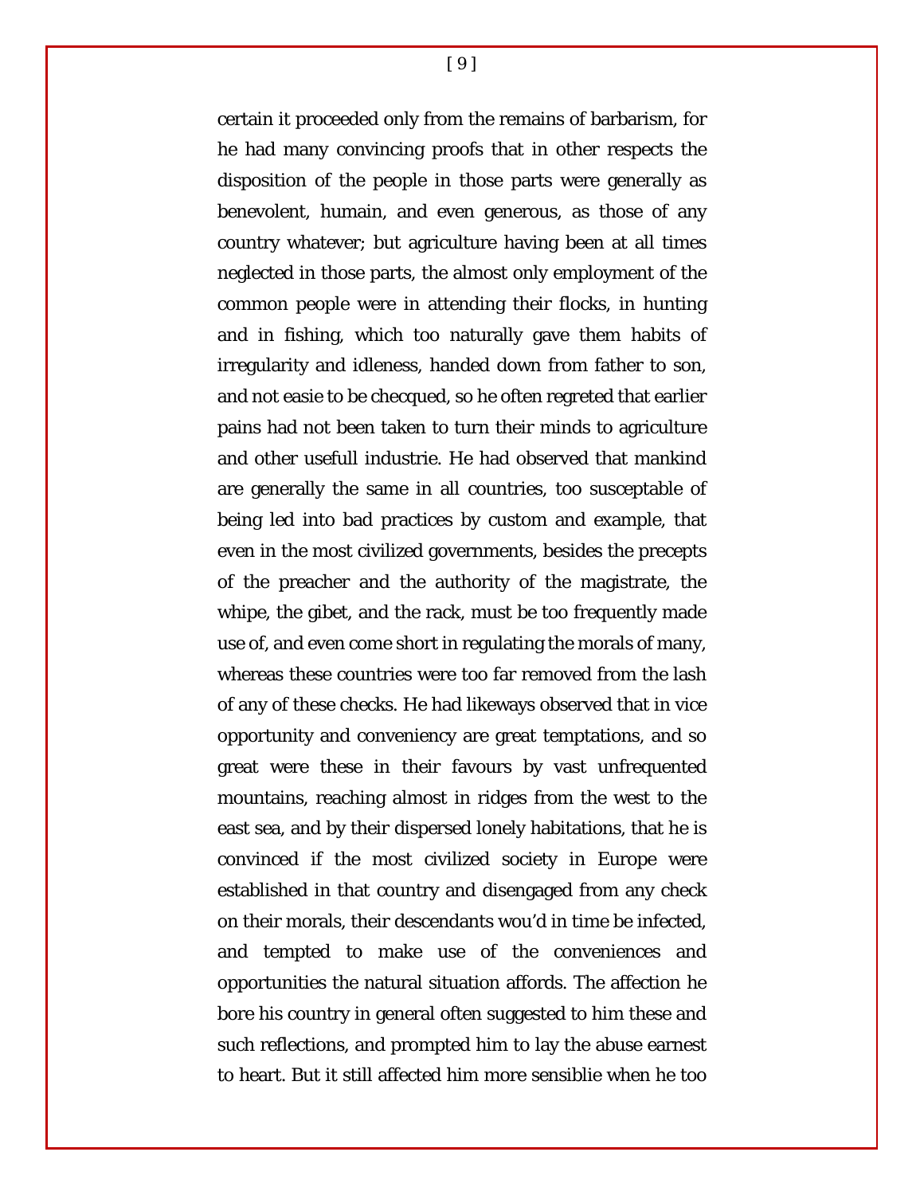certain it proceeded only from the remains of barbarism, for he had many convincing proofs that in other respects the disposition of the people in those parts were generally as benevolent, humain, and even generous, as those of any country whatever; but agriculture having been at all times neglected in those parts, the almost only employment of the common people were in attending their flocks, in hunting and in fishing, which too naturally gave them habits of irregularity and idleness, handed down from father to son, and not easie to be checqued, so he often regreted that earlier pains had not been taken to turn their minds to agriculture and other usefull industrie. He had observed that mankind are generally the same in all countries, too susceptable of being led into bad practices by custom and example, that even in the most civilized governments, besides the precepts of the preacher and the authority of the magistrate, the whipe, the gibet, and the rack, must be too frequently made use of, and even come short in regulating the morals of many, whereas these countries were too far removed from the lash of any of these checks. He had likeways observed that in vice opportunity and conveniency are great temptations, and so great were these in their favours by vast unfrequented mountains, reaching almost in ridges from the west to the east sea, and by their dispersed lonely habitations, that he is convinced if the most civilized society in Europe were established in that country and disengaged from any check on their morals, their descendants wou'd in time be infected, and tempted to make use of the conveniences and opportunities the natural situation affords. The affection he bore his country in general often suggested to him these and such reflections, and prompted him to lay the abuse earnest to heart. But it still affected him more sensiblie when he too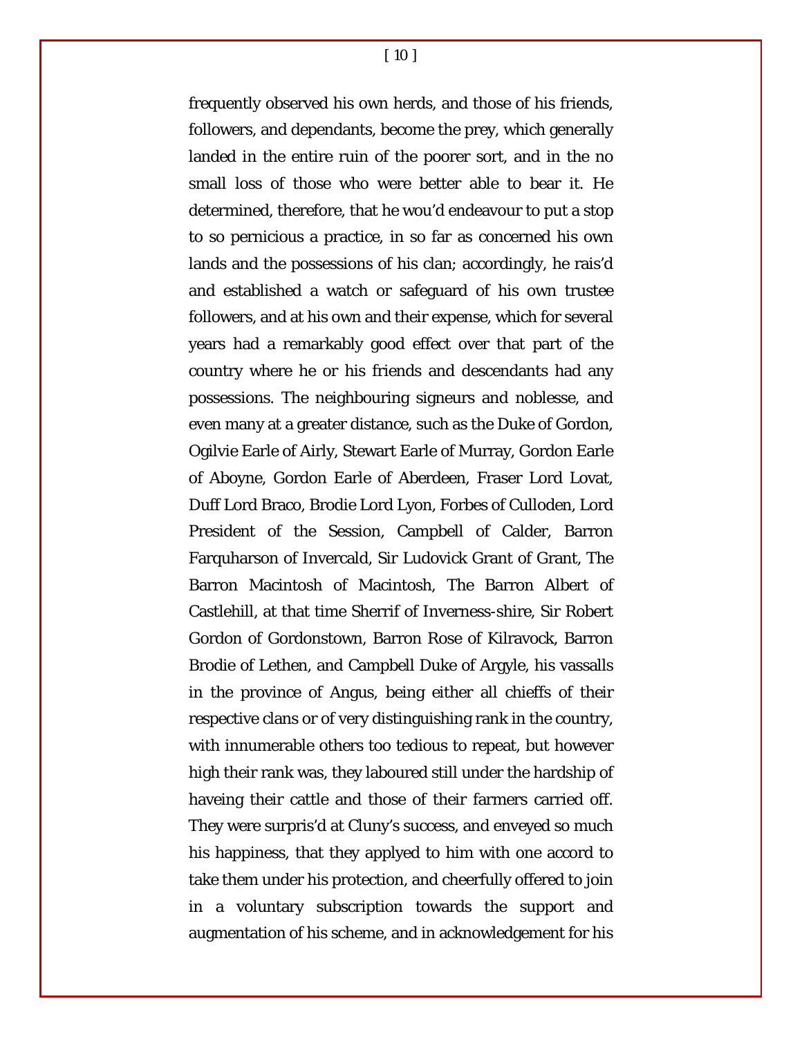frequently observed his own herds, and those of his friends, followers, and dependants, become the prey, which generally landed in the entire ruin of the poorer sort, and in the no small loss of those who were better able to bear it. He determined, therefore, that he wou'd endeavour to put a stop to so pernicious a practice, in so far as concerned his own lands and the possessions of his clan; accordingly, he rais'd and established a watch or safeguard of his own trustee followers, and at his own and their expense, which for several years had a remarkably good effect over that part of the country where he or his friends and descendants had any possessions. The neighbouring signeurs and noblesse, and even many at a greater distance, such as the Duke of Gordon, Ogilvie Earle of Airly, Stewart Earle of Murray, Gordon Earle of Aboyne, Gordon Earle of Aberdeen, Fraser Lord Lovat, Duff Lord Braco, Brodie Lord Lyon, Forbes of Culloden, Lord President of the Session, Campbell of Calder, Barron Farquharson of Invercald, Sir Ludovick Grant of Grant, The Barron Macintosh of Macintosh, The Barron Albert of Castlehill, at that time Sherrif of Inverness-shire, Sir Robert Gordon of Gordonstown, Barron Rose of Kilravock, Barron Brodie of Lethen, and Campbell Duke of Argyle, his vassalls in the province of Angus, being either all chieffs of their respective clans or of very distinguishing rank in the country, with innumerable others too tedious to repeat, but however high their rank was, they laboured still under the hardship of haveing their cattle and those of their farmers carried off. They were surpris'd at Cluny's success, and enveyed so much his happiness, that they applyed to him with one accord to take them under his protection, and cheerfully offered to join in a voluntary subscription towards the support and augmentation of his scheme, and in acknowledgement for his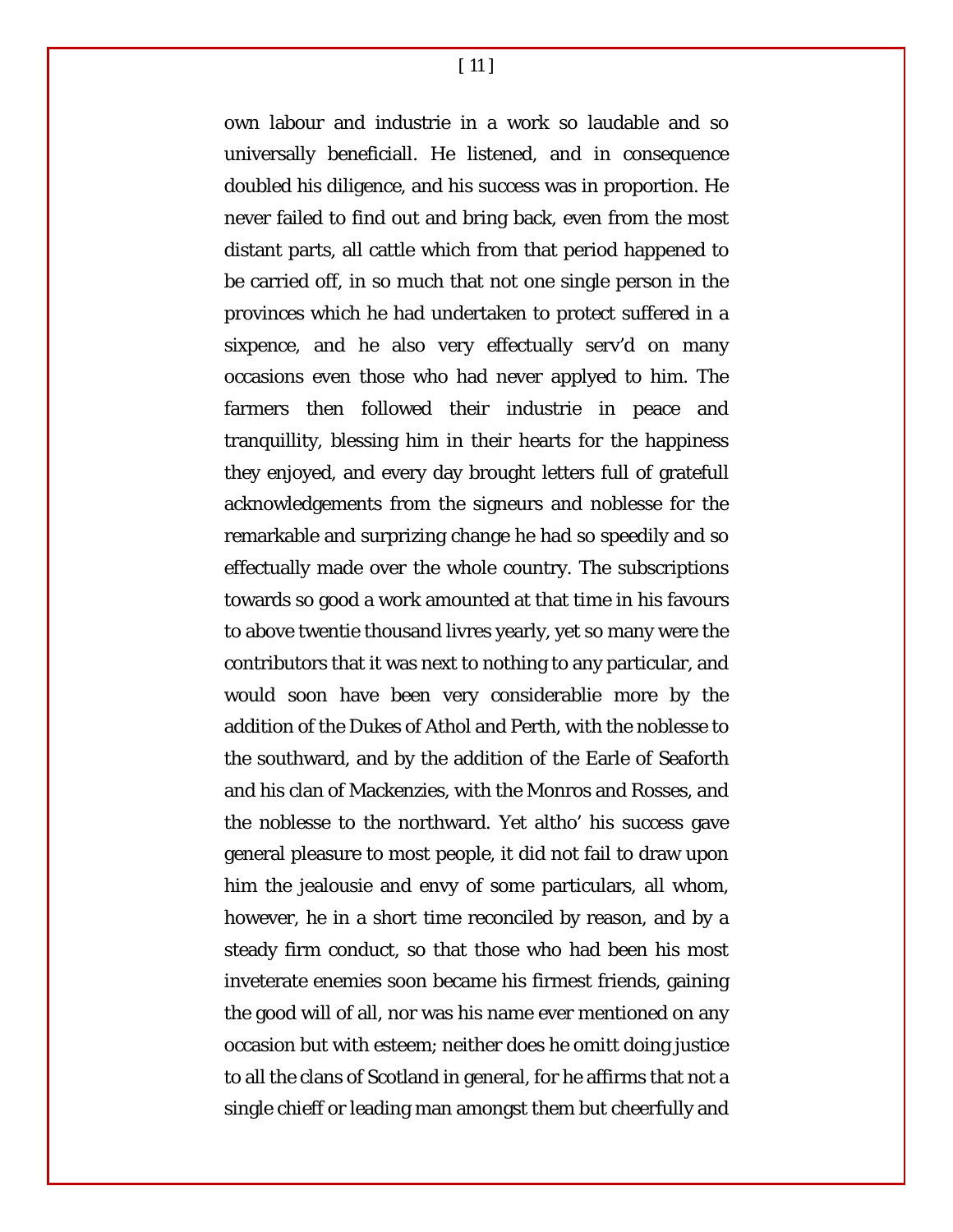own labour and industrie in a work so laudable and so universally beneficiall. He listened, and in consequence doubled his diligence, and his success was in proportion. He never failed to find out and bring back, even from the most distant parts, all cattle which from that period happened to be carried off, in so much that not one single person in the provinces which he had undertaken to protect suffered in a sixpence, and he also very effectually serv'd on many occasions even those who had never applyed to him. The farmers then followed their industrie in peace and tranquillity, blessing him in their hearts for the happiness they enjoyed, and every day brought letters full of gratefull acknowledgements from the signeurs and noblesse for the remarkable and surprizing change he had so speedily and so effectually made over the whole country. The subscriptions towards so good a work amounted at that time in his favours to above twentie thousand livres yearly, yet so many were the contributors that it was next to nothing to any particular, and would soon have been very considerablie more by the addition of the Dukes of Athol and Perth, with the noblesse to the southward, and by the addition of the Earle of Seaforth and his clan of Mackenzies, with the Monros and Rosses, and the noblesse to the northward. Yet altho' his success gave general pleasure to most people, it did not fail to draw upon him the jealousie and envy of some particulars, all whom, however, he in a short time reconciled by reason, and by a steady firm conduct, so that those who had been his most inveterate enemies soon became his firmest friends, gaining the good will of all, nor was his name ever mentioned on any occasion but with esteem; neither does he omitt doing justice to all the clans of Scotland in general, for he affirms that not a single chieff or leading man amongst them but cheerfully and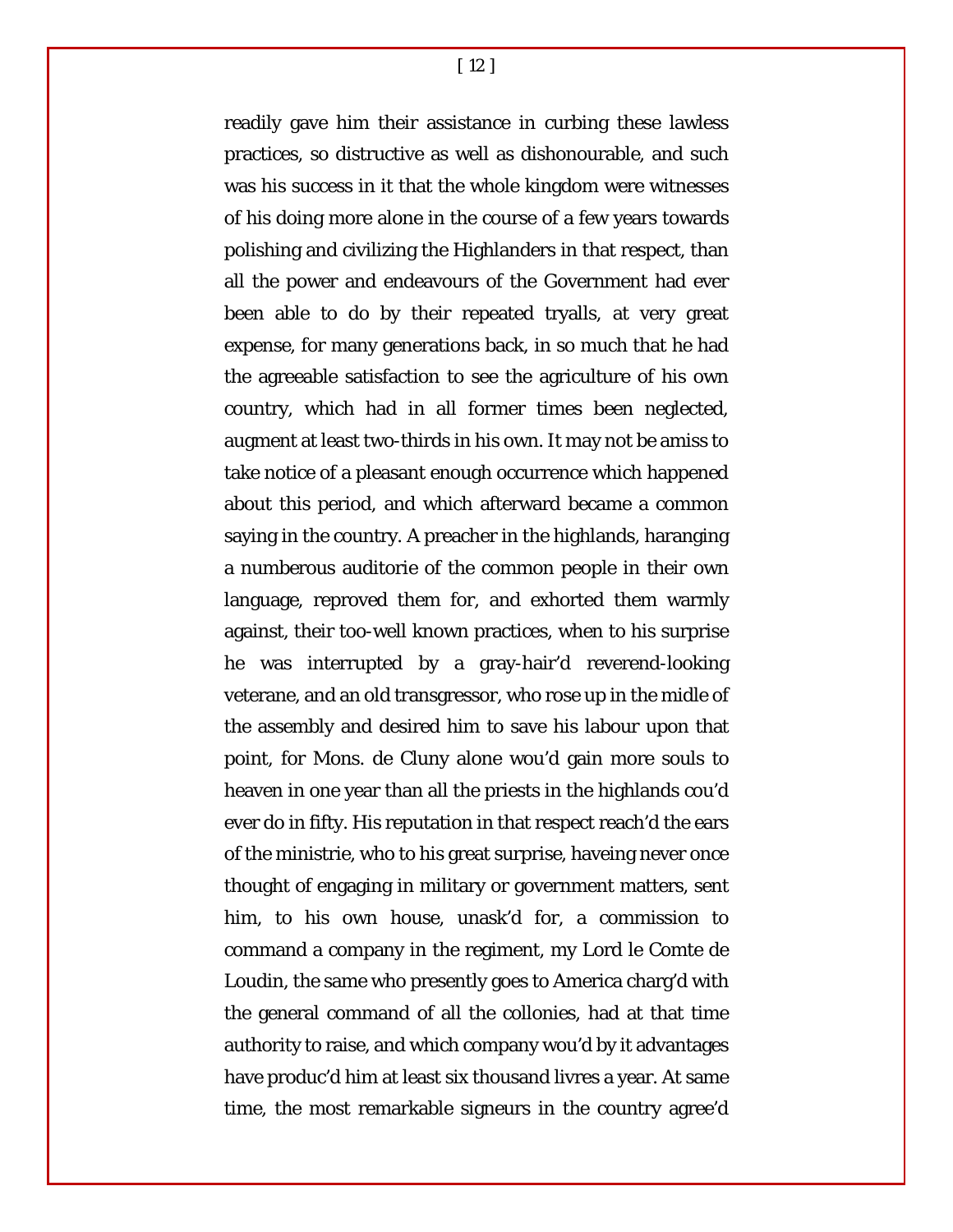readily gave him their assistance in curbing these lawless practices, so distructive as well as dishonourable, and such was his success in it that the whole kingdom were witnesses of his doing more alone in the course of a few years towards polishing and civilizing the Highlanders in that respect, than all the power and endeavours of the Government had ever been able to do by their repeated tryalls, at very great expense, for many generations back, in so much that he had the agreeable satisfaction to see the agriculture of his own country, which had in all former times been neglected, augment at least two-thirds in his own. It may not be amiss to take notice of a pleasant enough occurrence which happened about this period, and which afterward became a common saying in the country. A preacher in the highlands, haranging a numberous auditorie of the common people in their own language, reproved them for, and exhorted them warmly against, their too-well known practices, when to his surprise he was interrupted by a gray-hair'd reverend-looking veterane, and an old transgressor, who rose up in the midle of the assembly and desired him to save his labour upon that point, for Mons. de Cluny alone wou'd gain more souls to heaven in one year than all the priests in the highlands cou'd ever do in fifty. His reputation in that respect reach'd the ears of the ministrie, who to his great surprise, haveing never once thought of engaging in military or government matters, sent him, to his own house, unask'd for, a commission to command a company in the regiment, my Lord le Comte de Loudin, the same who presently goes to America charg'd with the general command of all the collonies, had at that time authority to raise, and which company wou'd by it advantages have produc'd him at least six thousand livres a year. At same time, the most remarkable signeurs in the country agree'd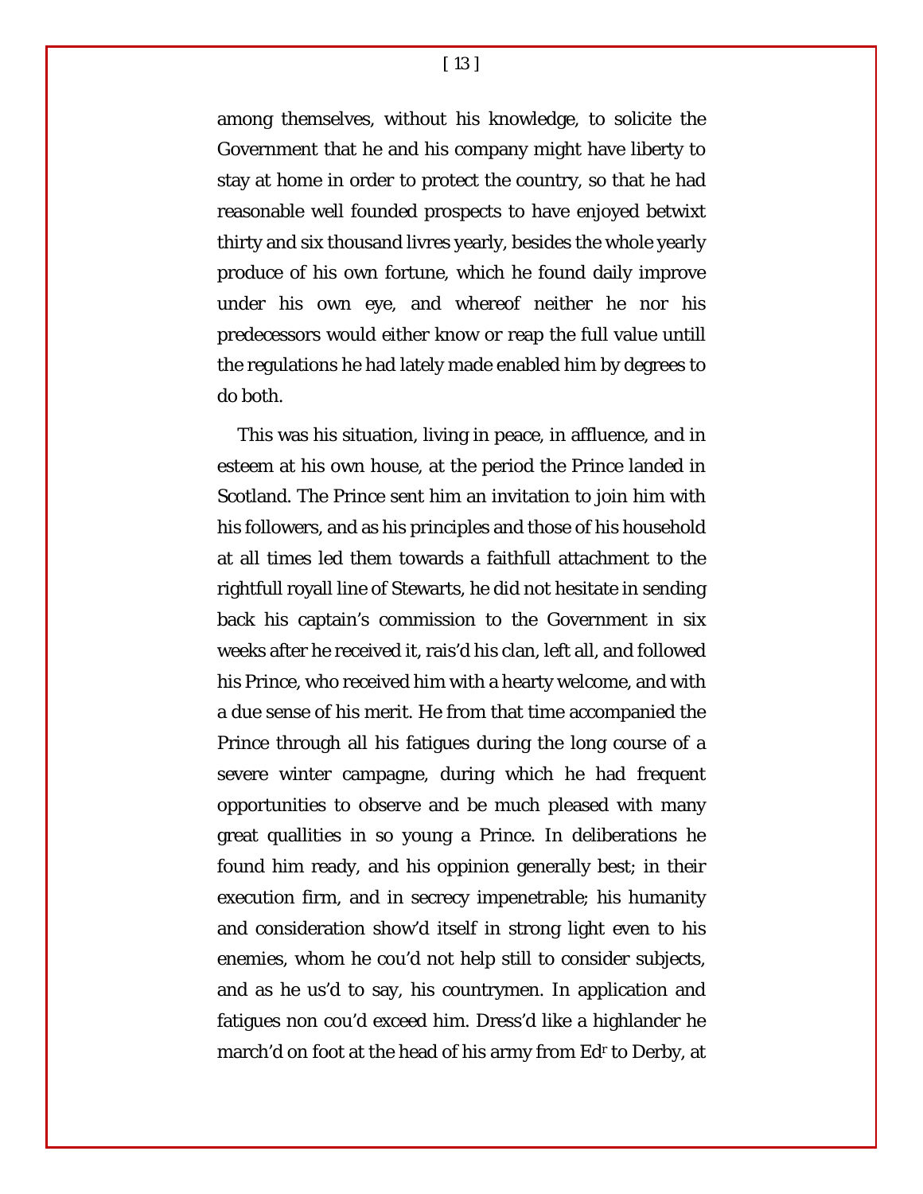among themselves, without his knowledge, to solicite the Government that he and his company might have liberty to stay at home in order to protect the country, so that he had reasonable well founded prospects to have enjoyed betwixt thirty and six thousand livres yearly, besides the whole yearly produce of his own fortune, which he found daily improve under his own eye, and whereof neither he nor his predecessors would either know or reap the full value untill the regulations he had lately made enabled him by degrees to do both.

This was his situation, living in peace, in affluence, and in esteem at his own house, at the period the Prince landed in Scotland. The Prince sent him an invitation to join him with his followers, and as his principles and those of his household at all times led them towards a faithfull attachment to the rightfull royall line of Stewarts, he did not hesitate in sending back his captain's commission to the Government in six weeks after he received it, rais'd his clan, left all, and followed his Prince, who received him with a hearty welcome, and with a due sense of his merit. He from that time accompanied the Prince through all his fatigues during the long course of a severe winter campagne, during which he had frequent opportunities to observe and be much pleased with many great quallities in so young a Prince. In deliberations he found him ready, and his oppinion generally best; in their execution firm, and in secrecy impenetrable; his humanity and consideration show'd itself in strong light even to his enemies, whom he cou'd not help still to consider subjects, and as he us'd to say, his countrymen. In application and fatigues non cou'd exceed him. Dress'd like a highlander he march'd on foot at the head of his army from Ed[r] to Derby, at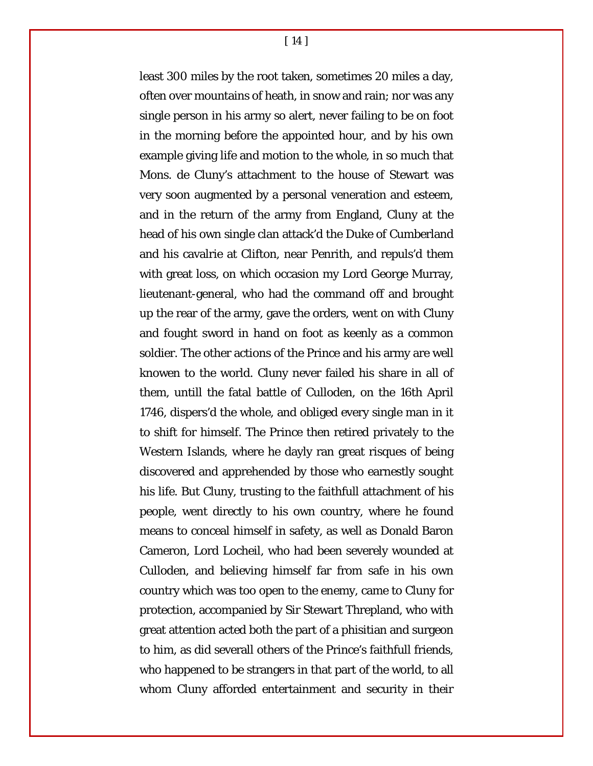least 300 miles by the root taken, sometimes 20 miles a day, often over mountains of heath, in snow and rain; nor was any single person in his army so alert, never failing to be on foot in the morning before the appointed hour, and by his own example giving life and motion to the whole, in so much that Mons. de Cluny's attachment to the house of Stewart was very soon augmented by a personal veneration and esteem, and in the return of the army from England, Cluny at the head of his own single clan attack'd the Duke of Cumberland and his cavalrie at Clifton, near Penrith, and repuls'd them with great loss, on which occasion my Lord George Murray, lieutenant-general, who had the command off and brought up the rear of the army, gave the orders, went on with Cluny and fought sword in hand on foot as keenly as a common soldier. The other actions of the Prince and his army are well knowen to the world. Cluny never failed his share in all of them, untill the fatal battle of Culloden, on the 16th April 1746, dispers'd the whole, and obliged every single man in it to shift for himself. The Prince then retired privately to the Western Islands, where he dayly ran great risques of being discovered and apprehended by those who earnestly sought his life. But Cluny, trusting to the faithfull attachment of his people, went directly to his own country, where he found means to conceal himself in safety, as well as Donald Baron Cameron, Lord Locheil, who had been severely wounded at Culloden, and believing himself far from safe in his own country which was too open to the enemy, came to Cluny for protection, accompanied by Sir Stewart Threpland, who with great attention acted both the part of a phisitian and surgeon to him, as did severall others of the Prince's faithfull friends, who happened to be strangers in that part of the world, to all whom Cluny afforded entertainment and security in their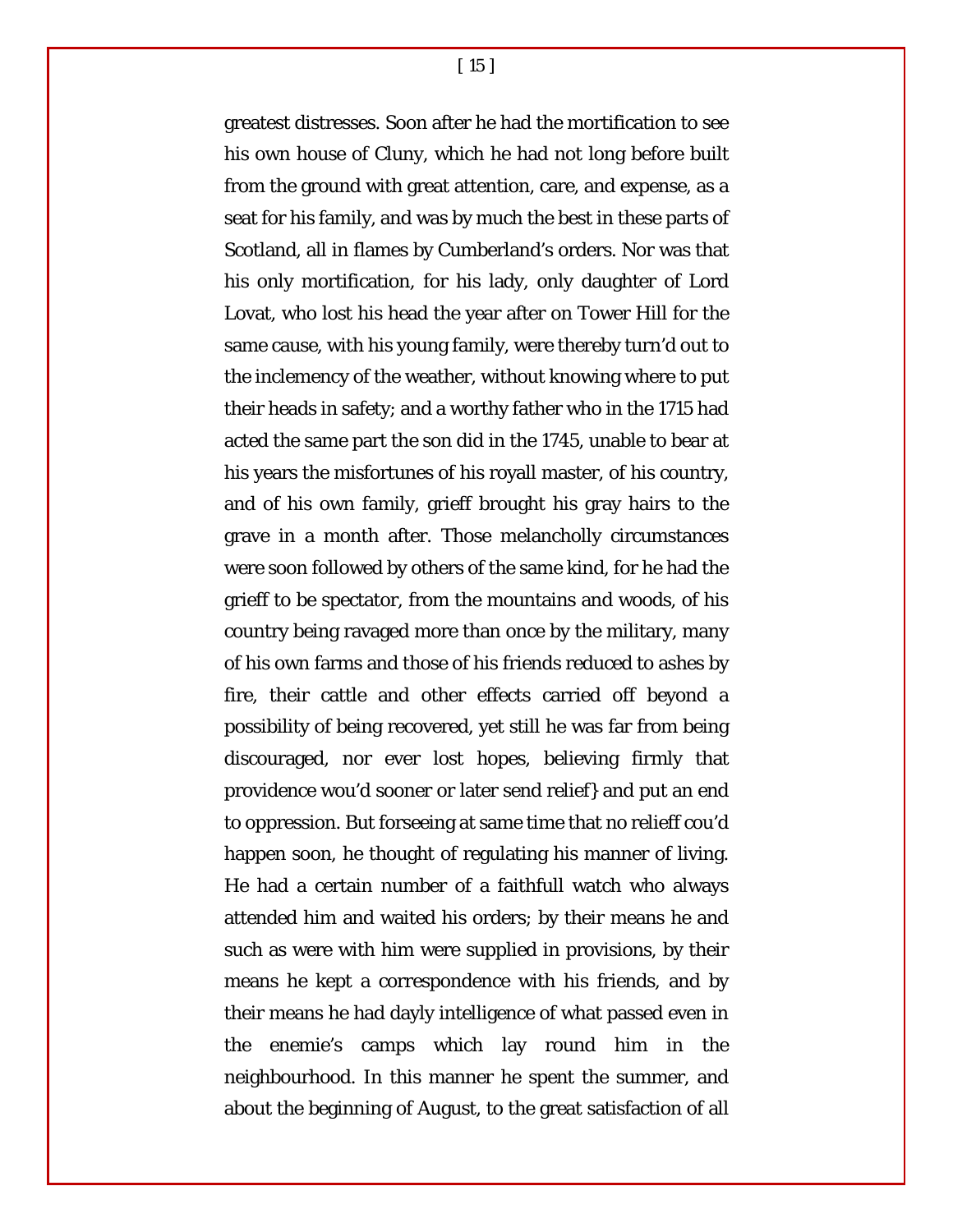greatest distresses. Soon after he had the mortification to see his own house of Cluny, which he had not long before built from the ground with great attention, care, and expense, as a seat for his family, and was by much the best in these parts of Scotland, all in flames by Cumberland's orders. Nor was that his only mortification, for his lady, only daughter of Lord Lovat, who lost his head the year after on Tower Hill for the same cause, with his young family, were thereby turn'd out to the inclemency of the weather, without knowing where to put their heads in safety; and a worthy father who in the 1715 had acted the same part the son did in the 1745, unable to bear at his years the misfortunes of his royall master, of his country, and of his own family, grieff brought his gray hairs to the grave in a month after. Those melancholly circumstances were soon followed by others of the same kind, for he had the grieff to be spectator, from the mountains and woods, of his country being ravaged more than once by the military, many of his own farms and those of his friends reduced to ashes by fire, their cattle and other effects carried off beyond a possibility of being recovered, yet still he was far from being discouraged, nor ever lost hopes, believing firmly that providence wou'd sooner or later send relief} and put an end to oppression. But forseeing at same time that no relieff cou'd happen soon, he thought of regulating his manner of living. He had a certain number of a faithfull watch who always attended him and waited his orders; by their means he and such as were with him were supplied in provisions, by their means he kept a correspondence with his friends, and by their means he had dayly intelligence of what passed even in the enemie's camps which lay round him in the neighbourhood. In this manner he spent the summer, and about the beginning of August, to the great satisfaction of all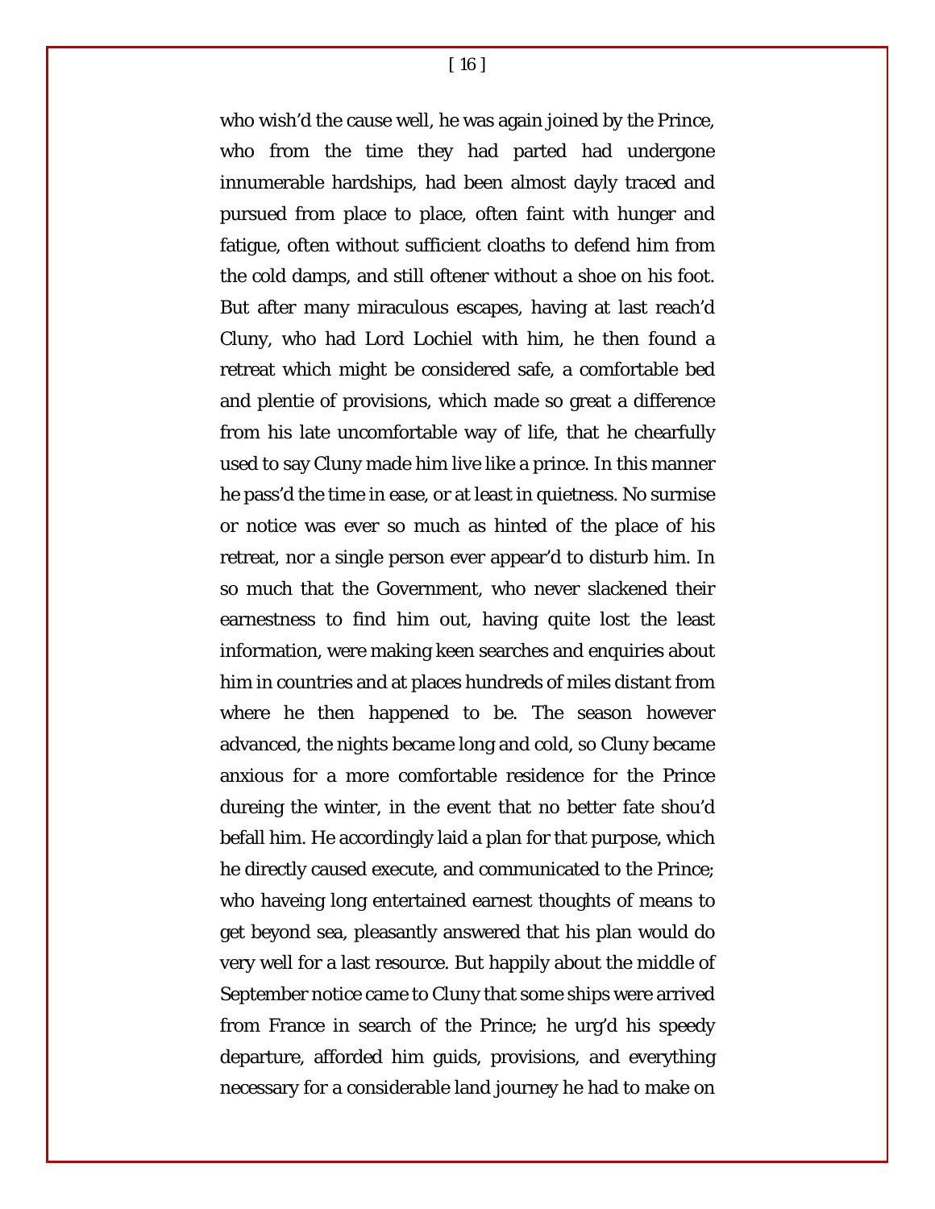who wish'd the cause well, he was again joined by the Prince, who from the time they had parted had undergone innumerable hardships, had been almost dayly traced and pursued from place to place, often faint with hunger and fatigue, often without sufficient cloaths to defend him from the cold damps, and still oftener without a shoe on his foot. But after many miraculous escapes, having at last reach'd Cluny, who had Lord Lochiel with him, he then found a retreat which might be considered safe, a comfortable bed and plentie of provisions, which made so great a difference from his late uncomfortable way of life, that he chearfully used to say Cluny made him live like a prince. In this manner he pass'd the time in ease, or at least in quietness. No surmise or notice was ever so much as hinted of the place of his retreat, nor a single person ever appear'd to disturb him. In so much that the Government, who never slackened their earnestness to find him out, having quite lost the least information, were making keen searches and enquiries about him in countries and at places hundreds of miles distant from where he then happened to be. The season however advanced, the nights became long and cold, so Cluny became anxious for a more comfortable residence for the Prince dureing the winter, in the event that no better fate shou'd befall him. He accordingly laid a plan for that purpose, which he directly caused execute, and communicated to the Prince; who haveing long entertained earnest thoughts of means to get beyond sea, pleasantly answered that his plan would do very well for a last resource. But happily about the middle of September notice came to Cluny that some ships were arrived from France in search of the Prince; he urg'd his speedy departure, afforded him guids, provisions, and everything necessary for a considerable land journey he had to make on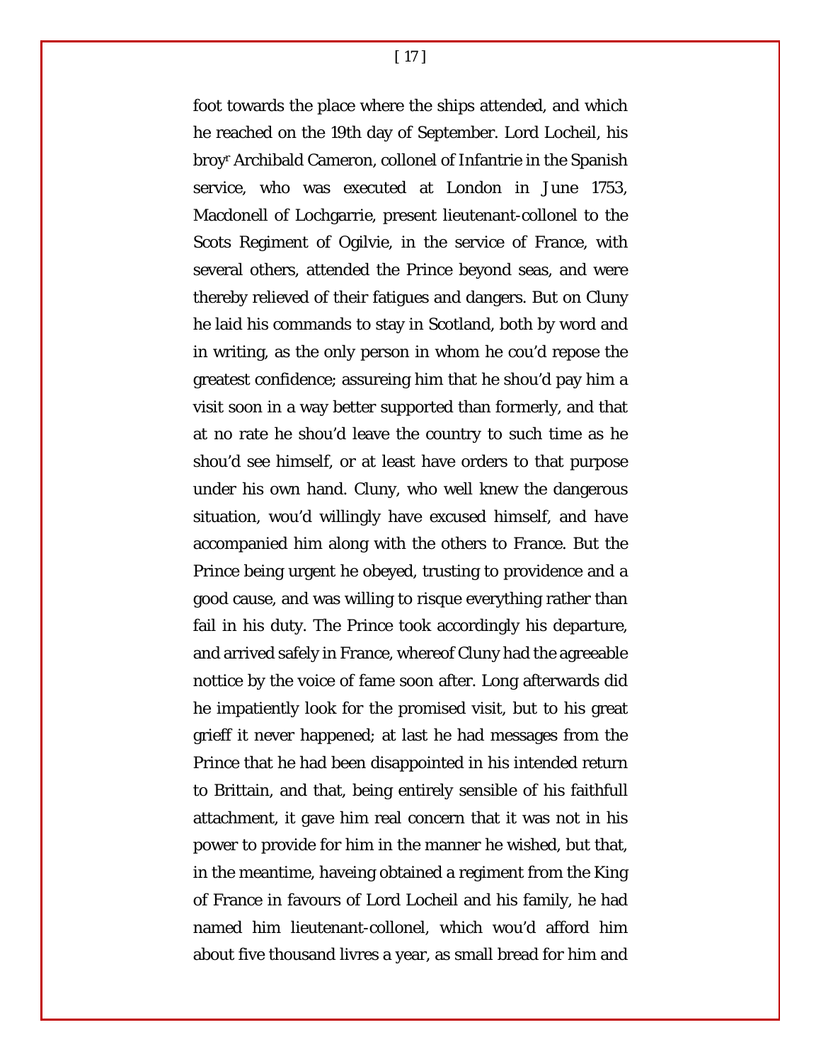foot towards the place where the ships attended, and which he reached on the 19th day of September. Lord Locheil, his broy[r] Archibald Cameron, collonel of Infantrie in the Spanish service, who was executed at London in June 1753, Macdonell of Lochgarrie, present lieutenant-collonel to the Scots Regiment of Ogilvie, in the service of France, with several others, attended the Prince beyond seas, and were thereby relieved of their fatigues and dangers. But on Cluny he laid his commands to stay in Scotland, both by word and in writing, as the only person in whom he cou'd repose the greatest confidence; assureing him that he shou'd pay him a visit soon in a way better supported than formerly, and that at no rate he shou'd leave the country to such time as he shou'd see himself, or at least have orders to that purpose under his own hand. Cluny, who well knew the dangerous situation, wou'd willingly have excused himself, and have accompanied him along with the others to France. But the Prince being urgent he obeyed, trusting to providence and a good cause, and was willing to risque everything rather than fail in his duty. The Prince took accordingly his departure, and arrived safely in France, whereof Cluny had the agreeable nottice by the voice of fame soon after. Long afterwards did he impatiently look for the promised visit, but to his great grieff it never happened; at last he had messages from the Prince that he had been disappointed in his intended return to Brittain, and that, being entirely sensible of his faithfull attachment, it gave him real concern that it was not in his power to provide for him in the manner he wished, but that, in the meantime, haveing obtained a regiment from the King of France in favours of Lord Locheil and his family, he had named him lieutenant-collonel, which wou'd afford him about five thousand livres a year, as small bread for him and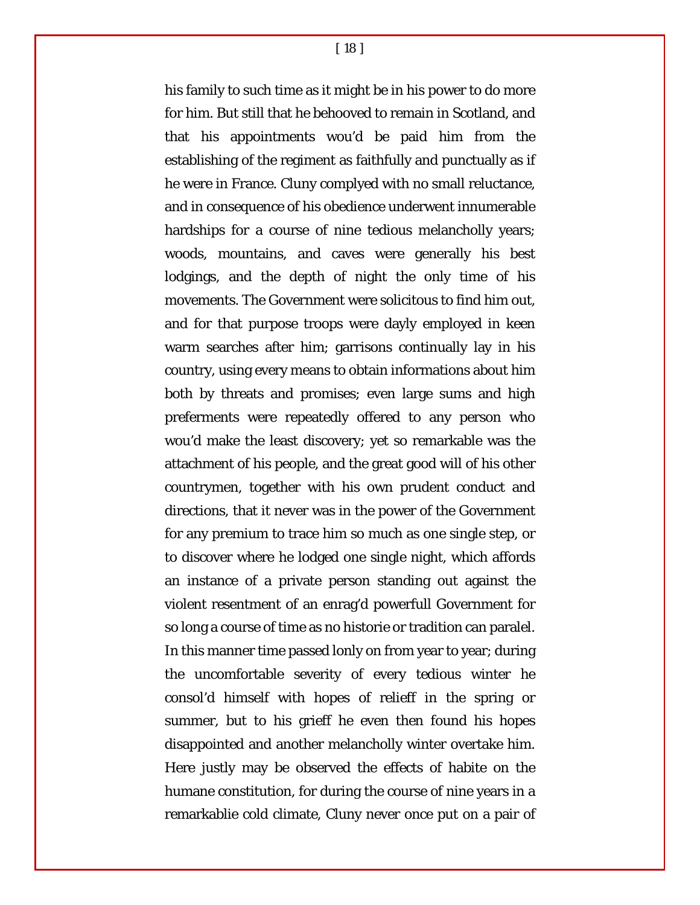his family to such time as it might be in his power to do more for him. But still that he behooved to remain in Scotland, and that his appointments wou'd be paid him from the establishing of the regiment as faithfully and punctually as if he were in France. Cluny complyed with no small reluctance, and in consequence of his obedience underwent innumerable hardships for a course of nine tedious melancholly years; woods, mountains, and caves were generally his best lodgings, and the depth of night the only time of his movements. The Government were solicitous to find him out, and for that purpose troops were dayly employed in keen warm searches after him; garrisons continually lay in his country, using every means to obtain informations about him both by threats and promises; even large sums and high preferments were repeatedly offered to any person who wou'd make the least discovery; yet so remarkable was the attachment of his people, and the great good will of his other countrymen, together with his own prudent conduct and directions, that it never was in the power of the Government for any premium to trace him so much as one single step, or to discover where he lodged one single night, which affords an instance of a private person standing out against the violent resentment of an enrag'd powerfull Government for so long a course of time as no historie or tradition can paralel. In this manner time passed lonly on from year to year; during the uncomfortable severity of every tedious winter he consol'd himself with hopes of relieff in the spring or summer, but to his grieff he even then found his hopes disappointed and another melancholly winter overtake him. Here justly may be observed the effects of habite on the humane constitution, for during the course of nine years in a remarkablie cold climate, Cluny never once put on a pair of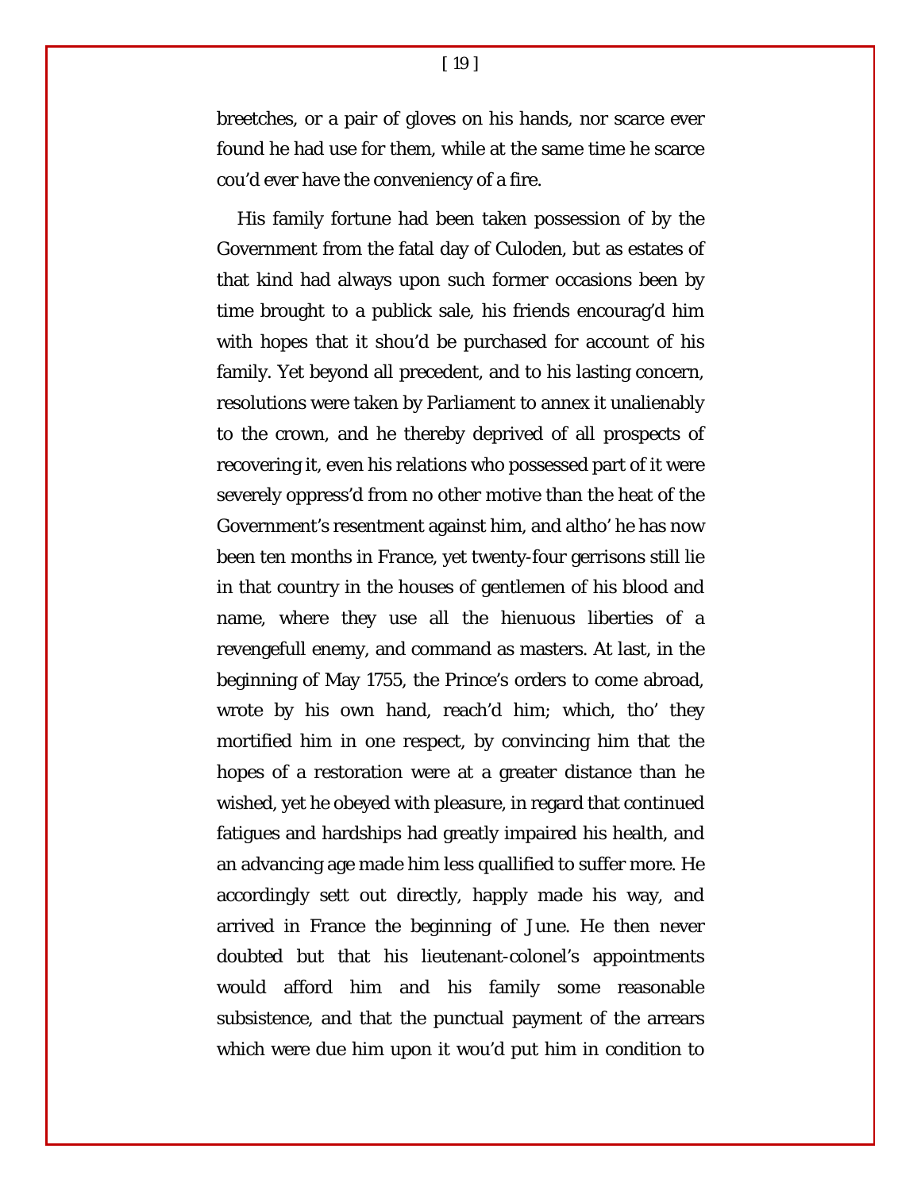breetches, or a pair of gloves on his hands, nor scarce ever found he had use for them, while at the same time he scarce cou'd ever have the conveniency of a fire.

His family fortune had been taken possession of by the Government from the fatal day of Culoden, but as estates of that kind had always upon such former occasions been by time brought to a publick sale, his friends encourag'd him with hopes that it shou'd be purchased for account of his family. Yet beyond all precedent, and to his lasting concern, resolutions were taken by Parliament to annex it unalienably to the crown, and he thereby deprived of all prospects of recovering it, even his relations who possessed part of it were severely oppress'd from no other motive than the heat of the Government's resentment against him, and altho' he has now been ten months in France, yet twenty-four gerrisons still lie in that country in the houses of gentlemen of his blood and name, where they use all the hienuous liberties of a revengefull enemy, and command as masters. At last, in the beginning of May 1755, the Prince's orders to come abroad, wrote by his own hand, reach'd him; which, tho' they mortified him in one respect, by convincing him that the hopes of a restoration were at a greater distance than he wished, yet he obeyed with pleasure, in regard that continued fatigues and hardships had greatly impaired his health, and an advancing age made him less quallified to suffer more. He accordingly sett out directly, happly made his way, and arrived in France the beginning of June. He then never doubted but that his lieutenant-colonel's appointments would afford him and his family some reasonable subsistence, and that the punctual payment of the arrears which were due him upon it wou'd put him in condition to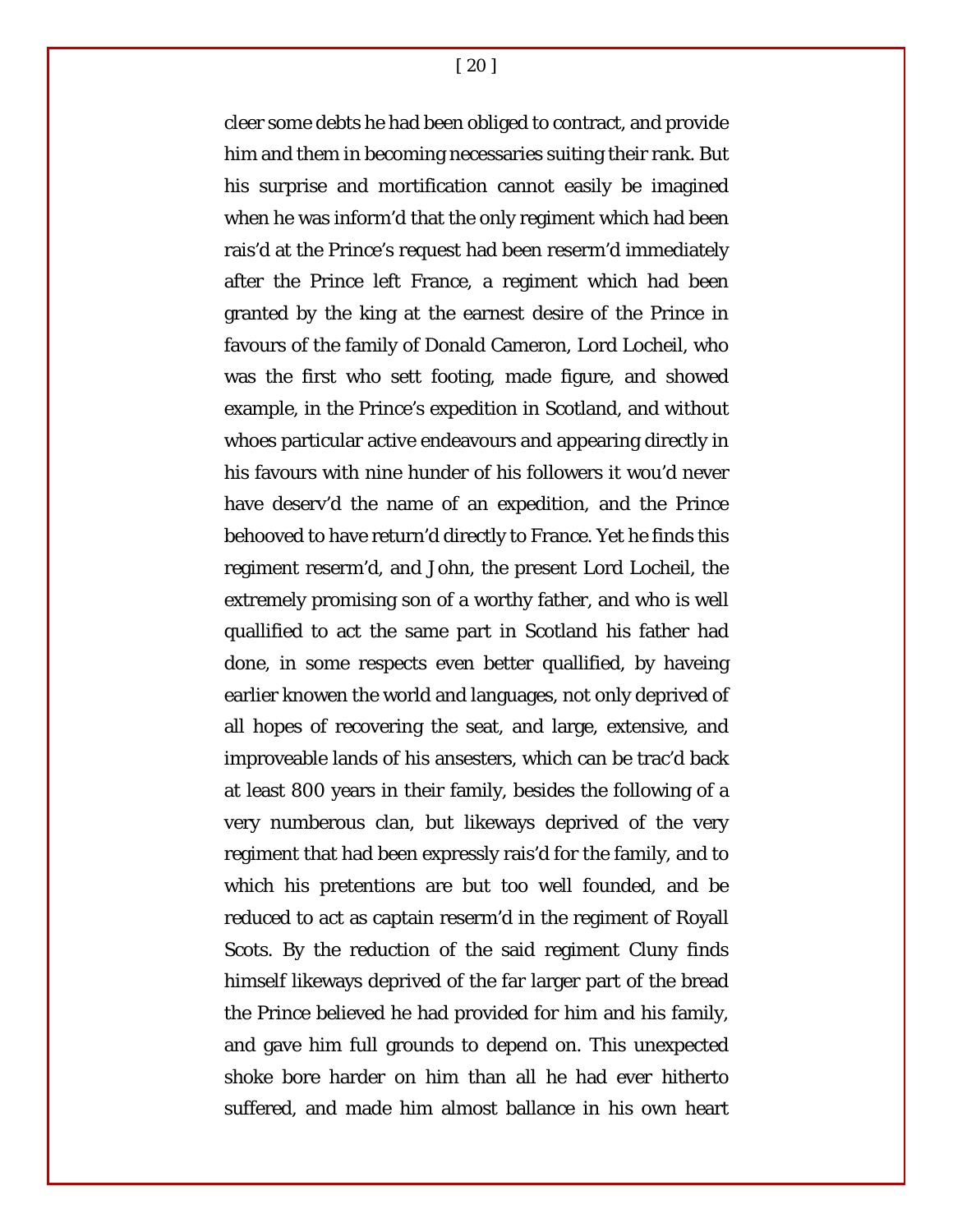cleer some debts he had been obliged to contract, and provide him and them in becoming necessaries suiting their rank. But his surprise and mortification cannot easily be imagined when he was inform'd that the only regiment which had been rais'd at the Prince's request had been reserm'd immediately after the Prince left France, a regiment which had been granted by the king at the earnest desire of the Prince in favours of the family of Donald Cameron, Lord Locheil, who was the first who sett footing, made figure, and showed example, in the Prince's expedition in Scotland, and without whoes particular active endeavours and appearing directly in his favours with nine hunder of his followers it wou'd never have deserv'd the name of an expedition, and the Prince behooved to have return'd directly to France. Yet he finds this regiment reserm'd, and John, the present Lord Locheil, the extremely promising son of a worthy father, and who is well quallified to act the same part in Scotland his father had done, in some respects even better quallified, by haveing earlier knowen the world and languages, not only deprived of all hopes of recovering the seat, and large, extensive, and improveable lands of his ansesters, which can be trac'd back at least 800 years in their family, besides the following of a very numberous clan, but likeways deprived of the very regiment that had been expressly rais'd for the family, and to which his pretentions are but too well founded, and be reduced to act as captain reserm'd in the regiment of Royall Scots. By the reduction of the said regiment Cluny finds himself likeways deprived of the far larger part of the bread the Prince believed he had provided for him and his family, and gave him full grounds to depend on. This unexpected shoke bore harder on him than all he had ever hitherto suffered, and made him almost ballance in his own heart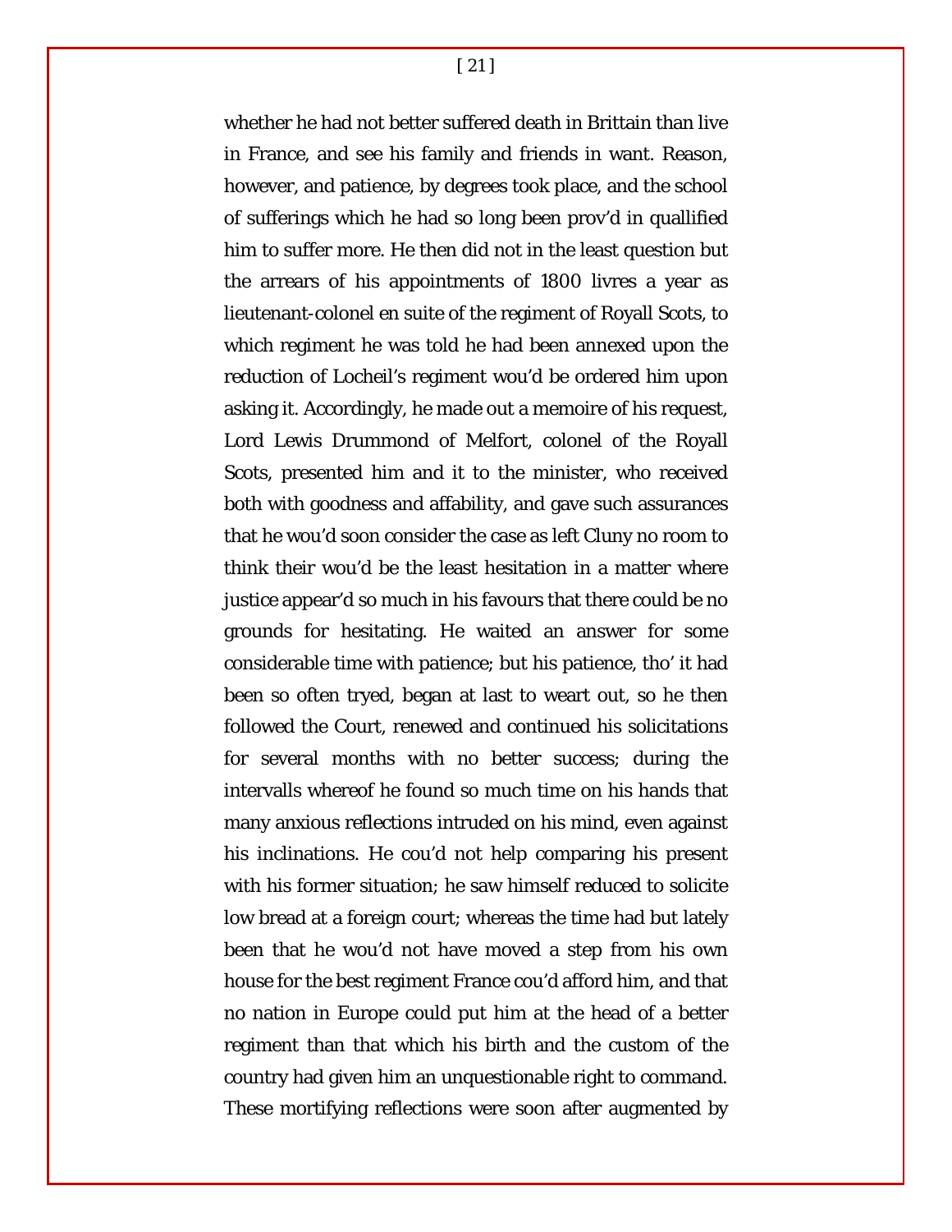whether he had not better suffered death in Brittain than live in France, and see his family and friends in want. Reason, however, and patience, by degrees took place, and the school of sufferings which he had so long been prov'd in quallified him to suffer more. He then did not in the least question but the arrears of his appointments of 1800 livres a year as lieutenant-colonel en suite of the regiment of Royall Scots, to which regiment he was told he had been annexed upon the reduction of Locheil's regiment wou'd be ordered him upon asking it. Accordingly, he made out a memoire of his request, Lord Lewis Drummond of Melfort, colonel of the Royall Scots, presented him and it to the minister, who received both with goodness and affability, and gave such assurances that he wou'd soon consider the case as left Cluny no room to think their wou'd be the least hesitation in a matter where justice appear'd so much in his favours that there could be no grounds for hesitating. He waited an answer for some considerable time with patience; but his patience, tho' it had been so often tryed, began at last to weart out, so he then followed the Court, renewed and continued his solicitations for several months with no better success; during the intervalls whereof he found so much time on his hands that many anxious reflections intruded on his mind, even against his inclinations. He cou'd not help comparing his present with his former situation; he saw himself reduced to solicite low bread at a foreign court; whereas the time had but lately been that he wou'd not have moved a step from his own house for the best regiment France cou'd afford him, and that no nation in Europe could put him at the head of a better regiment than that which his birth and the custom of the country had given him an unquestionable right to command. These mortifying reflections were soon after augmented by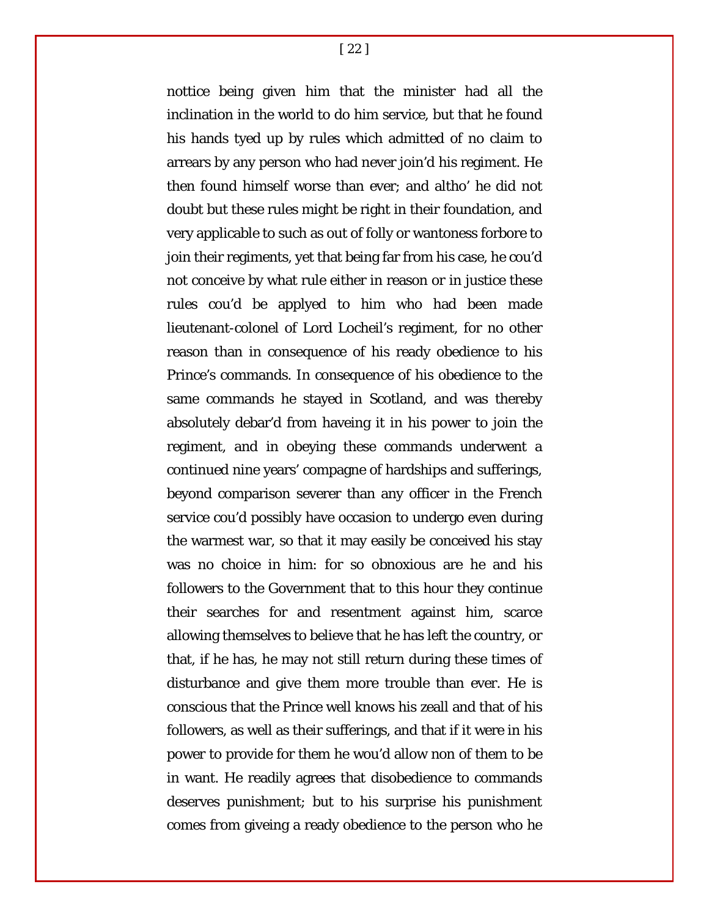nottice being given him that the minister had all the inclination in the world to do him service, but that he found his hands tyed up by rules which admitted of no claim to arrears by any person who had never join'd his regiment. He then found himself worse than ever; and altho' he did not doubt but these rules might be right in their foundation, and very applicable to such as out of folly or wantoness forbore to join their regiments, yet that being far from his case, he cou'd not conceive by what rule either in reason or in justice these rules cou'd be applyed to him who had been made lieutenant-colonel of Lord Locheil's regiment, for no other reason than in consequence of his ready obedience to his Prince's commands. In consequence of his obedience to the same commands he stayed in Scotland, and was thereby absolutely debar'd from haveing it in his power to join the regiment, and in obeying these commands underwent a continued nine years' compagne of hardships and sufferings, beyond comparison severer than any officer in the French service cou'd possibly have occasion to undergo even during the warmest war, so that it may easily be conceived his stay was no choice in him: for so obnoxious are he and his followers to the Government that to this hour they continue their searches for and resentment against him, scarce allowing themselves to believe that he has left the country, or that, if he has, he may not still return during these times of disturbance and give them more trouble than ever. He is conscious that the Prince well knows his zeall and that of his followers, as well as their sufferings, and that if it were in his power to provide for them he wou'd allow non of them to be in want. He readily agrees that disobedience to commands deserves punishment; but to his surprise his punishment comes from giveing a ready obedience to the person who he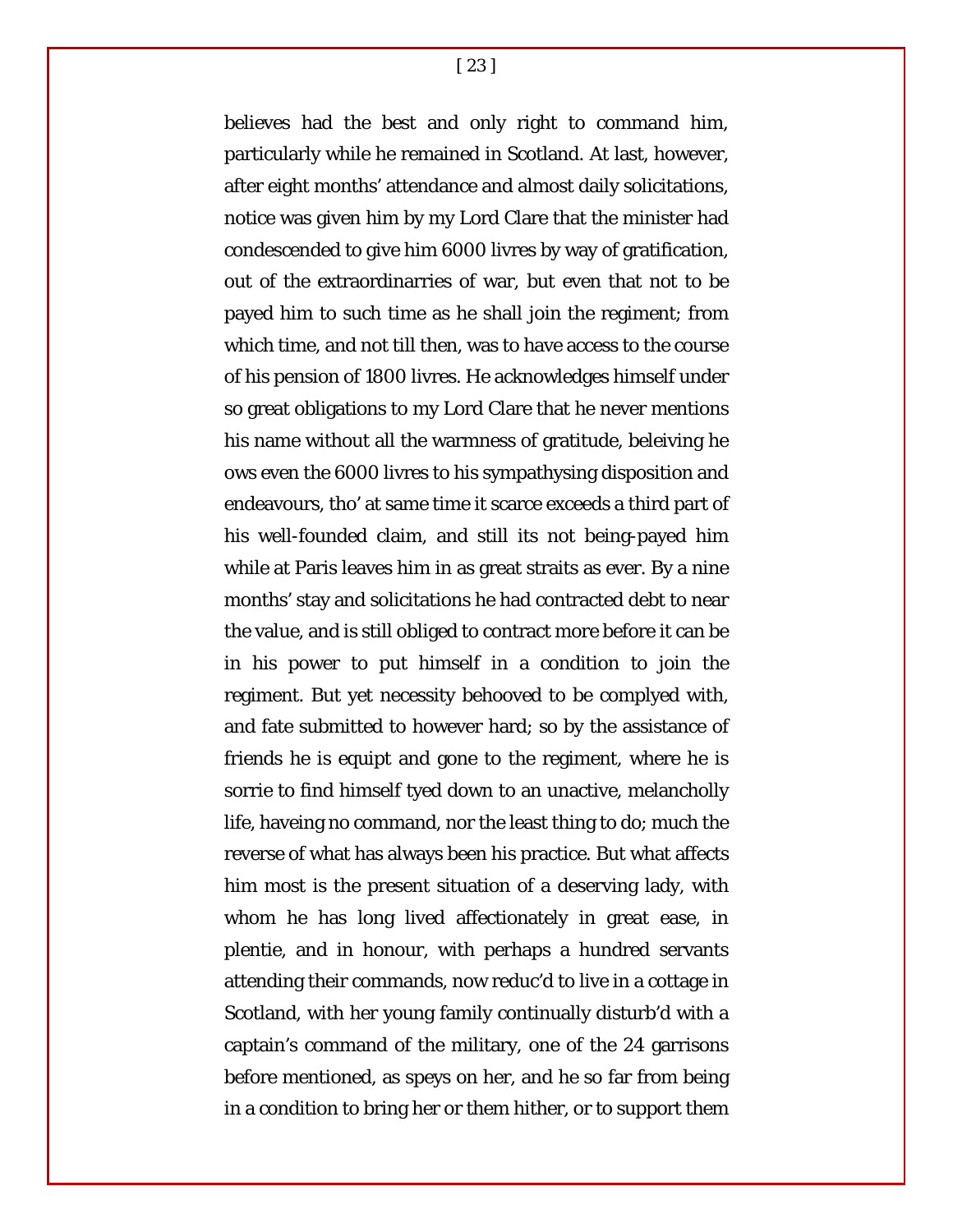believes had the best and only right to command him, particularly while he remained in Scotland. At last, however, after eight months' attendance and almost daily solicitations, notice was given him by my Lord Clare that the minister had condescended to give him 6000 livres by way of gratification, out of the extraordinarries of war, but even that not to be payed him to such time as he shall join the regiment; from which time, and not till then, was to have access to the course of his pension of 1800 livres. He acknowledges himself under so great obligations to my Lord Clare that he never mentions his name without all the warmness of gratitude, beleiving he ows even the 6000 livres to his sympathysing disposition and endeavours, tho' at same time it scarce exceeds a third part of his well-founded claim, and still its not being-payed him while at Paris leaves him in as great straits as ever. By a nine months' stay and solicitations he had contracted debt to near the value, and is still obliged to contract more before it can be in his power to put himself in a condition to join the regiment. But yet necessity behooved to be complyed with, and fate submitted to however hard; so by the assistance of friends he is equipt and gone to the regiment, where he is sorrie to find himself tyed down to an unactive, melancholly life, haveing no command, nor the least thing to do; much the reverse of what has always been his practice. But what affects him most is the present situation of a deserving lady, with whom he has long lived affectionately in great ease, in plentie, and in honour, with perhaps a hundred servants attending their commands, now reduc'd to live in a cottage in Scotland, with her young family continually disturb'd with a captain's command of the military, one of the 24 garrisons before mentioned, as speys on her, and he so far from being in a condition to bring her or them hither, or to support them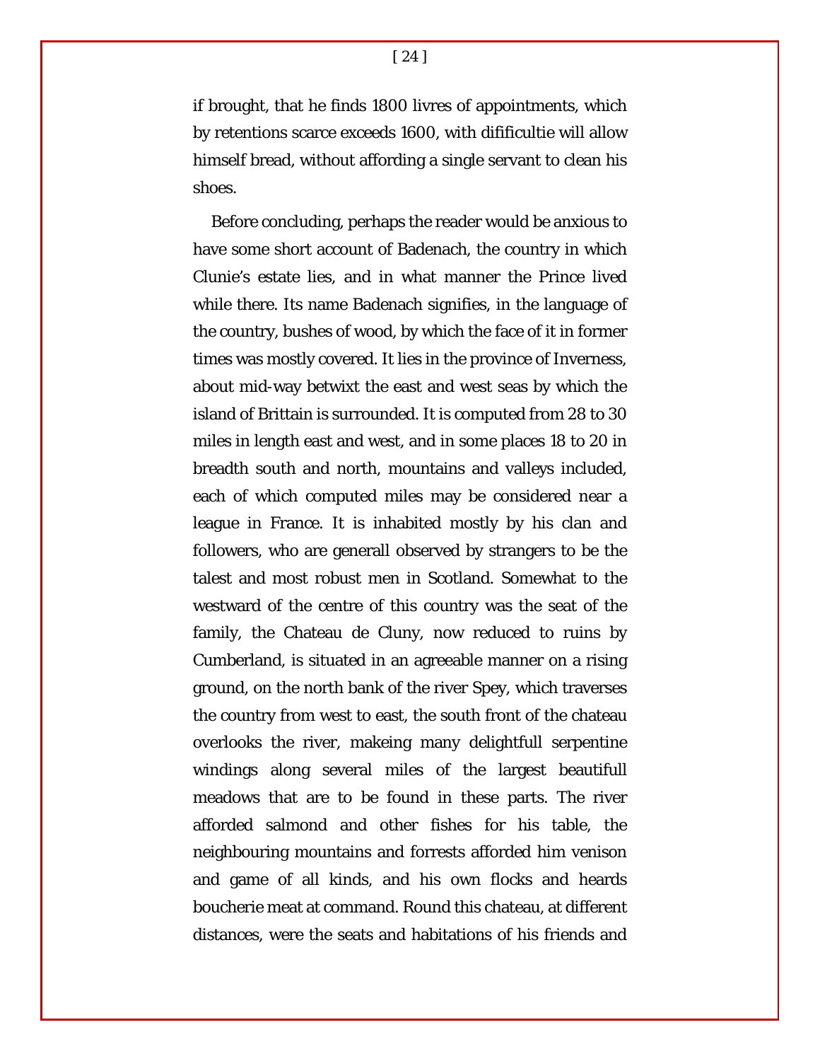if brought, that he finds 1800 livres of appointments, which by retentions scarce exceeds 1600, with difificultie will allow himself bread, without affording a single servant to clean his shoes.

Before concluding, perhaps the reader would be anxious to have some short account of Badenach, the country in which Clunie's estate lies, and in what manner the Prince lived while there. Its name Badenach signifies, in the language of the country, bushes of wood, by which the face of it in former times was mostly covered. It lies in the province of Inverness, about mid-way betwixt the east and west seas by which the island of Brittain is surrounded. It is computed from 28 to 30 miles in length east and west, and in some places 18 to 20 in breadth south and north, mountains and valleys included, each of which computed miles may be considered near a league in France. It is inhabited mostly by his clan and followers, who are generall observed by strangers to be the talest and most robust men in Scotland. Somewhat to the westward of the centre of this country was the seat of the family, the Chateau de Cluny, now reduced to ruins by Cumberland, is situated in an agreeable manner on a rising ground, on the north bank of the river Spey, which traverses the country from west to east, the south front of the chateau overlooks the river, makeing many delightfull serpentine windings along several miles of the largest beautifull meadows that are to be found in these parts. The river afforded salmond and other fishes for his table, the neighbouring mountains and forrests afforded him venison and game of all kinds, and his own flocks and heards boucherie meat at command. Round this chateau, at different distances, were the seats and habitations of his friends and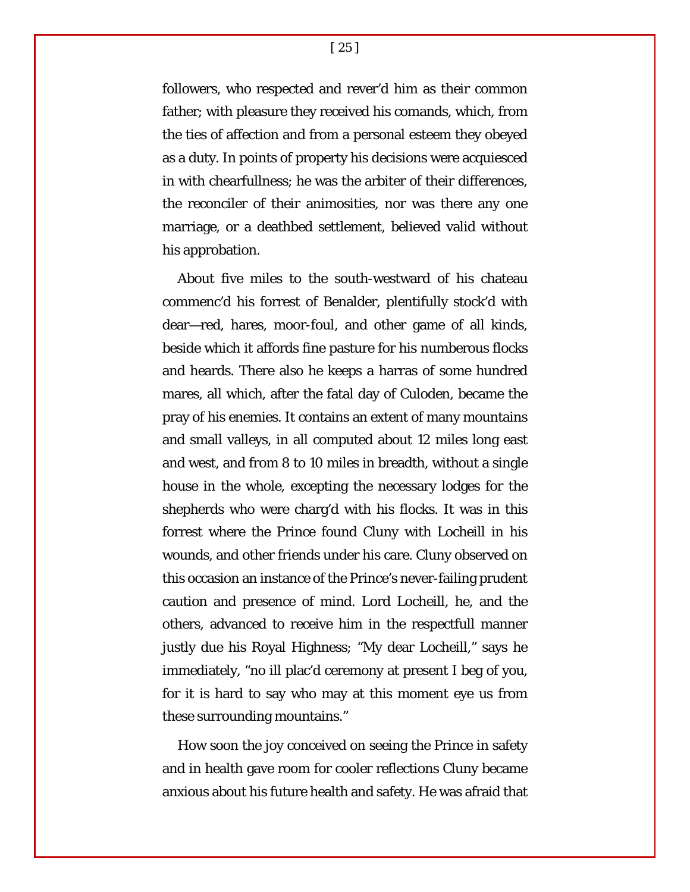followers, who respected and rever'd him as their common father; with pleasure they received his comands, which, from the ties of affection and from a personal esteem they obeyed as a duty. In points of property his decisions were acquiesced in with chearfullness; he was the arbiter of their differences, the reconciler of their animosities, nor was there any one marriage, or a deathbed settlement, believed valid without his approbation.

About five miles to the south-westward of his chateau commenc'd his forrest of Benalder, plentifully stock'd with dear—red, hares, moor-foul, and other game of all kinds, beside which it affords fine pasture for his numberous flocks and heards. There also he keeps a harras of some hundred mares, all which, after the fatal day of Culoden, became the pray of his enemies. It contains an extent of many mountains and small valleys, in all computed about 12 miles long east and west, and from 8 to 10 miles in breadth, without a single house in the whole, excepting the necessary lodges for the shepherds who were charg'd with his flocks. It was in this forrest where the Prince found Cluny with Locheill in his wounds, and other friends under his care. Cluny observed on this occasion an instance of the Prince's never-failing prudent caution and presence of mind. Lord Locheill, he, and the others, advanced to receive him in the respectfull manner justly due his Royal Highness; "My dear Locheill," says he immediately, "no ill plac'd ceremony at present I beg of you, for it is hard to say who may at this moment eye us from these surrounding mountains."

How soon the joy conceived on seeing the Prince in safety and in health gave room for cooler reflections Cluny became anxious about his future health and safety. He was afraid that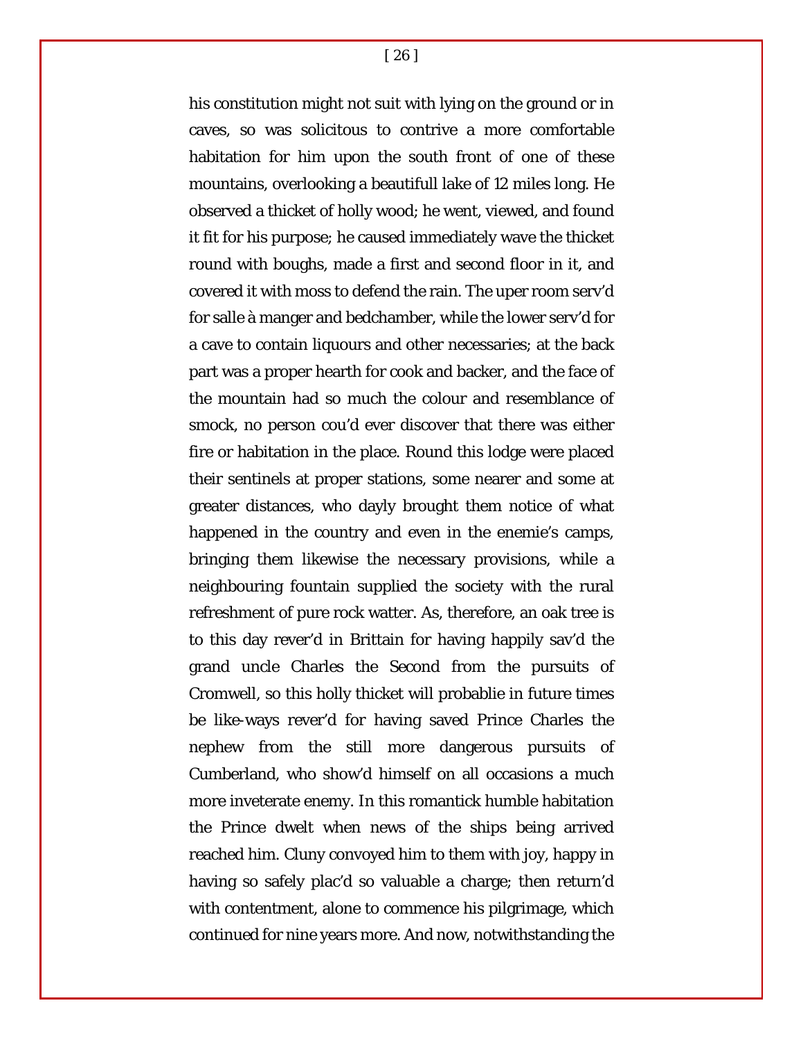his constitution might not suit with lying on the ground or in caves, so was solicitous to contrive a more comfortable habitation for him upon the south front of one of these mountains, overlooking a beautifull lake of 12 miles long. He observed a thicket of holly wood; he went, viewed, and found it fit for his purpose; he caused immediately wave the thicket round with boughs, made a first and second floor in it, and covered it with moss to defend the rain. The uper room serv'd for salle à manger and bedchamber, while the lower serv'd for a cave to contain liquours and other necessaries; at the back part was a proper hearth for cook and backer, and the face of the mountain had so much the colour and resemblance of smock, no person cou'd ever discover that there was either fire or habitation in the place. Round this lodge were placed their sentinels at proper stations, some nearer and some at greater distances, who dayly brought them notice of what happened in the country and even in the enemie's camps, bringing them likewise the necessary provisions, while a neighbouring fountain supplied the society with the rural refreshment of pure rock watter. As, therefore, an oak tree is to this day rever'd in Brittain for having happily sav'd the grand uncle Charles the Second from the pursuits of Cromwell, so this holly thicket will probablie in future times be like-ways rever'd for having saved Prince Charles the nephew from the still more dangerous pursuits of Cumberland, who show'd himself on all occasions a much more inveterate enemy. In this romantick humble habitation the Prince dwelt when news of the ships being arrived reached him. Cluny convoyed him to them with joy, happy in having so safely plac'd so valuable a charge; then return'd with contentment, alone to commence his pilgrimage, which continued for nine years more. And now, notwithstanding the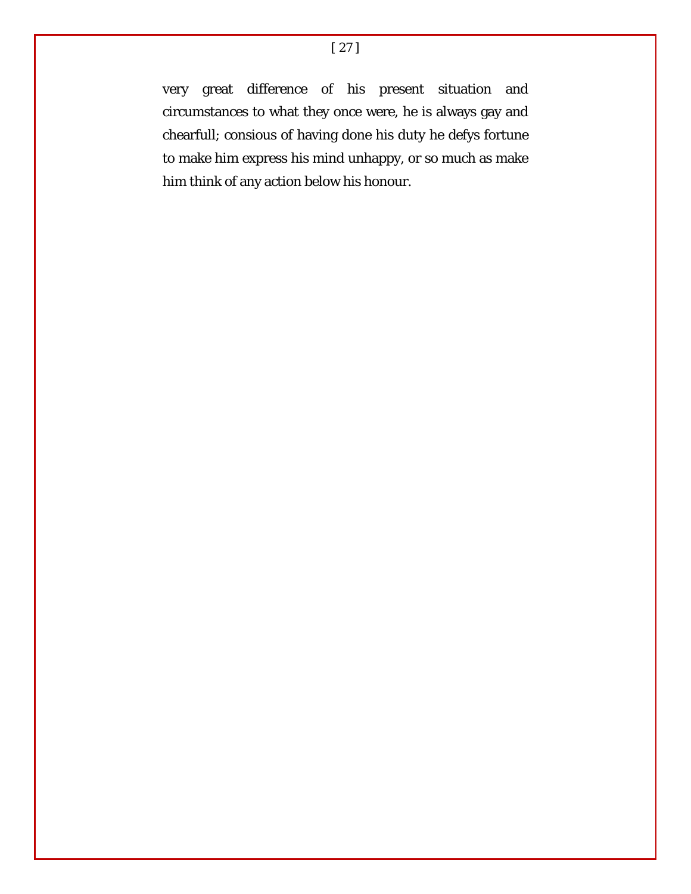very great difference of his present situation and circumstances to what they once were, he is always gay and chearfull; consious of having done his duty he defys fortune to make him express his mind unhappy, or so much as make him think of any action below his honour.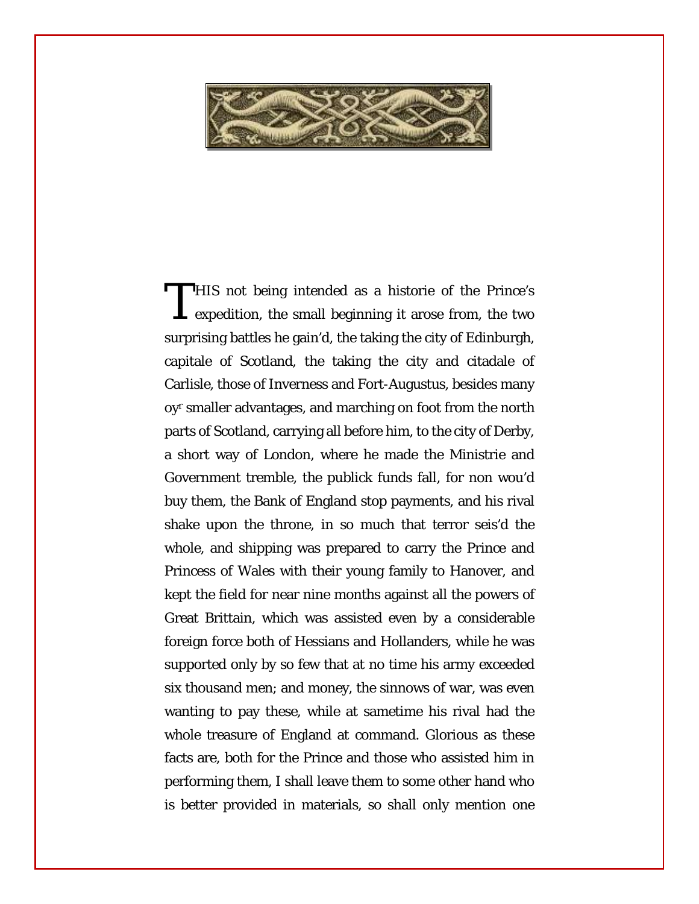THIS not being intended as a historie of the Prince's expedition, the small beginning it arose from, the two surprising battles he gain'd, the taking the city of Edinburgh, capitale of Scotland, the taking the city and citadale of Carlisle, those of Inverness and Fort-Augustus, besides many oy[r] smaller advantages, and marching on foot from the north parts of Scotland, carrying all before him, to the city of Derby, a short way of London, where he made the Ministrie and Government tremble, the publick funds fall, for non wou'd buy them, the Bank of England stop payments, and his rival shake upon the throne, in so much that terror seis'd the whole, and shipping was prepared to carry the Prince and Princess of Wales with their young family to Hanover, and kept the field for near nine months against all the powers of Great Brittain, which was assisted even by a considerable foreign force both of Hessians and Hollanders, while he was supported only by so few that at no time his army exceeded six thousand men; and money, the sinnows of war, was even wanting to pay these, while at sametime his rival had the whole treasure of England at command. Glorious as these facts are, both for the Prince and those who assisted him in performing them, I shall leave them to some other hand who is better provided in materials, so shall only mention one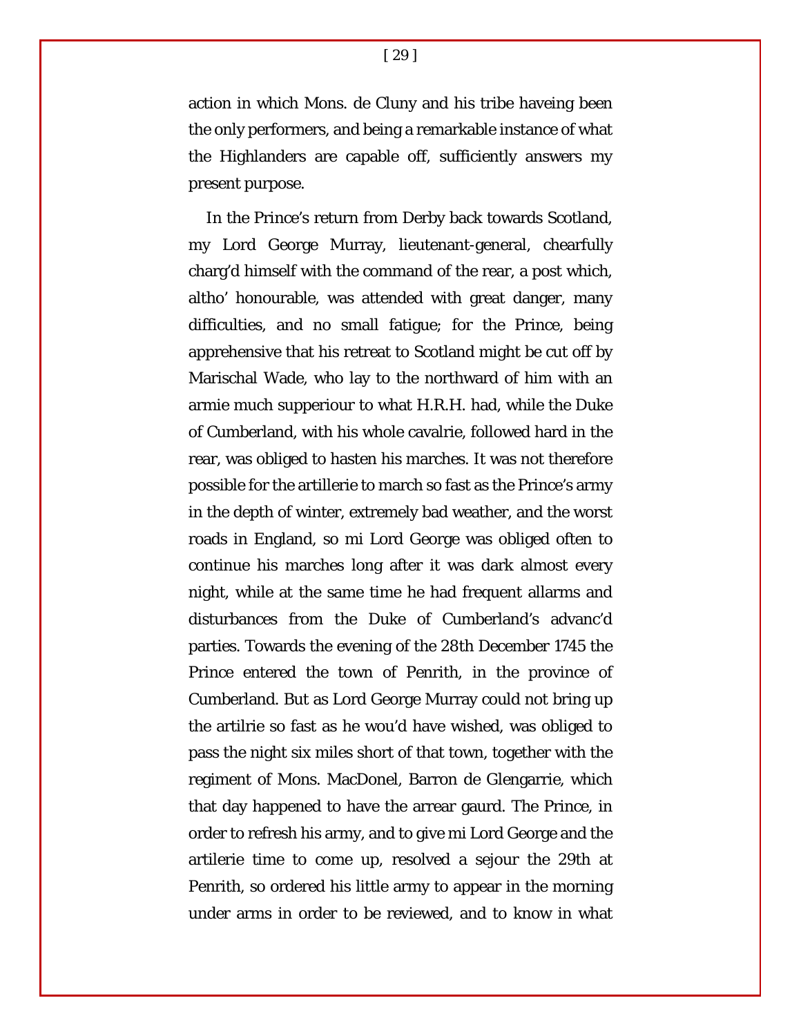action in which Mons. de Cluny and his tribe haveing been the only performers, and being a remarkable instance of what the Highlanders are capable off, sufficiently answers my present purpose.

In the Prince's return from Derby back towards Scotland, my Lord George Murray, lieutenant-general, chearfully charg'd himself with the command of the rear, a post which, altho' honourable, was attended with great danger, many difficulties, and no small fatigue; for the Prince, being apprehensive that his retreat to Scotland might be cut off by Marischal Wade, who lay to the northward of him with an armie much supperiour to what H.R.H. had, while the Duke of Cumberland, with his whole cavalrie, followed hard in the rear, was obliged to hasten his marches. It was not therefore possible for the artillerie to march so fast as the Prince's army in the depth of winter, extremely bad weather, and the worst roads in England, so mi Lord George was obliged often to continue his marches long after it was dark almost every night, while at the same time he had frequent allarms and disturbances from the Duke of Cumberland's advanc'd parties. Towards the evening of the 28th December 1745 the Prince entered the town of Penrith, in the province of Cumberland. But as Lord George Murray could not bring up the artilrie so fast as he wou'd have wished, was obliged to pass the night six miles short of that town, together with the regiment of Mons. MacDonel, Barron de Glengarrie, which that day happened to have the arrear gaurd. The Prince, in order to refresh his army, and to give mi Lord George and the artilerie time to come up, resolved a sejour the 29th at Penrith, so ordered his little army to appear in the morning under arms in order to be reviewed, and to know in what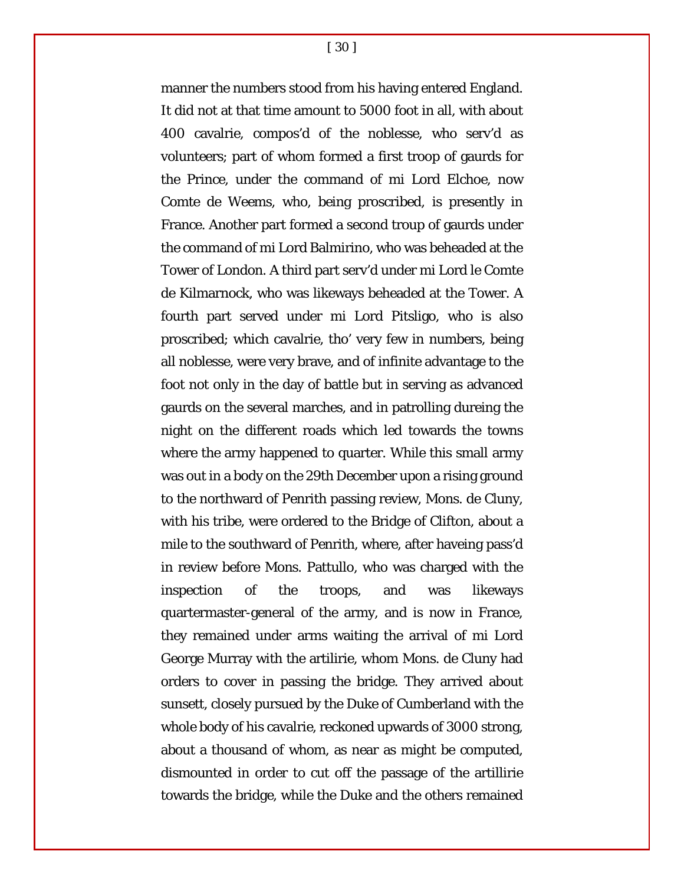manner the numbers stood from his having entered England. It did not at that time amount to 5000 foot in all, with about 400 cavalrie, compos'd of the noblesse, who serv'd as volunteers; part of whom formed a first troop of gaurds for the Prince, under the command of mi Lord Elchoe, now Comte de Weems, who, being proscribed, is presently in France. Another part formed a second troup of gaurds under the command of mi Lord Balmirino, who was beheaded at the Tower of London. A third part serv'd under mi Lord le Comte de Kilmarnock, who was likeways beheaded at the Tower. A fourth part served under mi Lord Pitsligo, who is also proscribed; which cavalrie, tho' very few in numbers, being all noblesse, were very brave, and of infinite advantage to the foot not only in the day of battle but in serving as advanced gaurds on the several marches, and in patrolling dureing the night on the different roads which led towards the towns where the army happened to quarter. While this small army was out in a body on the 29th December upon a rising ground to the northward of Penrith passing review, Mons. de Cluny, with his tribe, were ordered to the Bridge of Clifton, about a mile to the southward of Penrith, where, after haveing pass'd in review before Mons. Pattullo, who was charged with the inspection of the troops, and was likeways quartermaster-general of the army, and is now in France, they remained under arms waiting the arrival of mi Lord George Murray with the artilirie, whom Mons. de Cluny had orders to cover in passing the bridge. They arrived about sunsett, closely pursued by the Duke of Cumberland with the whole body of his cavalrie, reckoned upwards of 3000 strong, about a thousand of whom, as near as might be computed, dismounted in order to cut off the passage of the artillirie towards the bridge, while the Duke and the others remained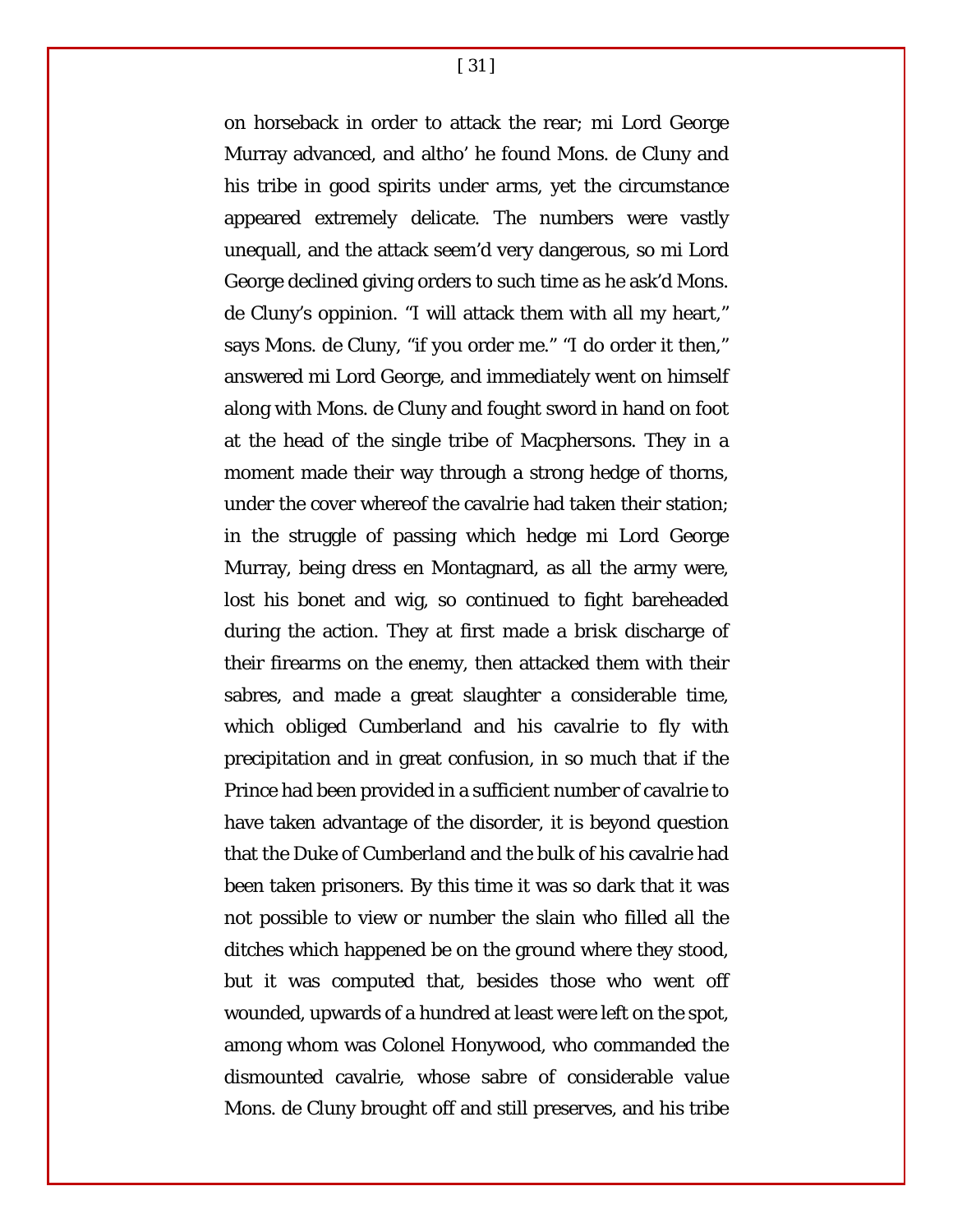on horseback in order to attack the rear; mi Lord George Murray advanced, and altho' he found Mons. de Cluny and his tribe in good spirits under arms, yet the circumstance appeared extremely delicate. The numbers were vastly unequall, and the attack seem'd very dangerous, so mi Lord George declined giving orders to such time as he ask'd Mons. de Cluny's oppinion. "I will attack them with all my heart," says Mons. de Cluny, "if you order me." "I do order it then," answered mi Lord George, and immediately went on himself along with Mons. de Cluny and fought sword in hand on foot at the head of the single tribe of Macphersons. They in a moment made their way through a strong hedge of thorns, under the cover whereof the cavalrie had taken their station; in the struggle of passing which hedge mi Lord George Murray, being dress en Montagnard, as all the army were, lost his bonet and wig, so continued to fight bareheaded during the action. They at first made a brisk discharge of their firearms on the enemy, then attacked them with their sabres, and made a great slaughter a considerable time, which obliged Cumberland and his cavalrie to fly with precipitation and in great confusion, in so much that if the Prince had been provided in a sufficient number of cavalrie to have taken advantage of the disorder, it is beyond question that the Duke of Cumberland and the bulk of his cavalrie had been taken prisoners. By this time it was so dark that it was not possible to view or number the slain who filled all the ditches which happened be on the ground where they stood, but it was computed that, besides those who went off wounded, upwards of a hundred at least were left on the spot, among whom was Colonel Honywood, who commanded the dismounted cavalrie, whose sabre of considerable value Mons. de Cluny brought off and still preserves, and his tribe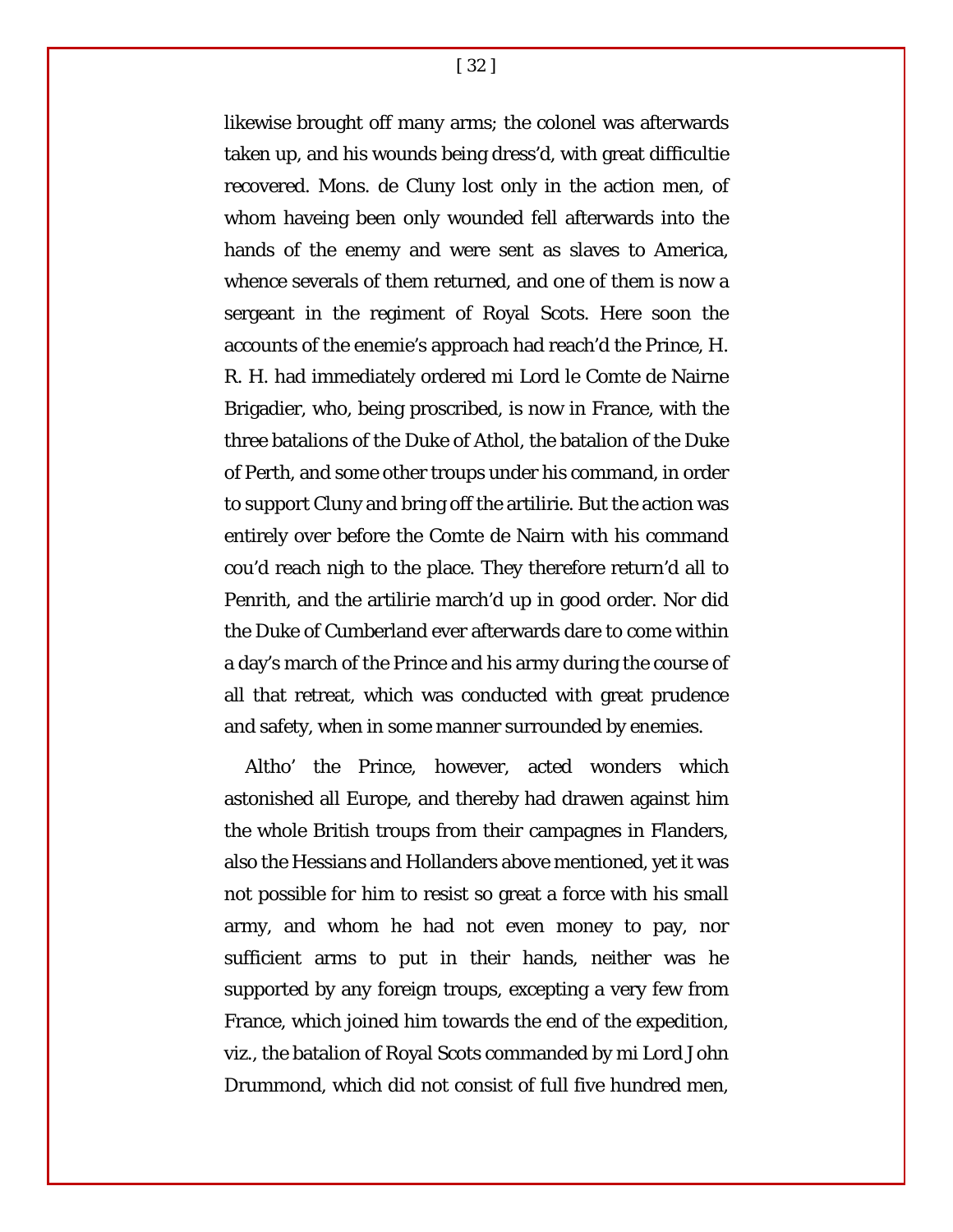likewise brought off many arms; the colonel was afterwards taken up, and his wounds being dress'd, with great difficultie recovered. Mons. de Cluny lost only in the action men, of whom haveing been only wounded fell afterwards into the hands of the enemy and were sent as slaves to America, whence severals of them returned, and one of them is now a sergeant in the regiment of Royal Scots. Here soon the accounts of the enemie's approach had reach'd the Prince, H. R. H. had immediately ordered mi Lord le Comte de Nairne Brigadier, who, being proscribed, is now in France, with the three batalions of the Duke of Athol, the batalion of the Duke of Perth, and some other troups under his command, in order to support Cluny and bring off the artilirie. But the action was entirely over before the Comte de Nairn with his command cou'd reach nigh to the place. They therefore return'd all to Penrith, and the artilirie march'd up in good order. Nor did the Duke of Cumberland ever afterwards dare to come within a day's march of the Prince and his army during the course of all that retreat, which was conducted with great prudence and safety, when in some manner surrounded by enemies.

Altho' the Prince, however, acted wonders which astonished all Europe, and thereby had drawen against him the whole British troups from their campagnes in Flanders, also the Hessians and Hollanders above mentioned, yet it was not possible for him to resist so great a force with his small army, and whom he had not even money to pay, nor sufficient arms to put in their hands, neither was he supported by any foreign troups, excepting a very few from France, which joined him towards the end of the expedition, viz., the batalion of Royal Scots commanded by mi Lord John Drummond, which did not consist of full five hundred men,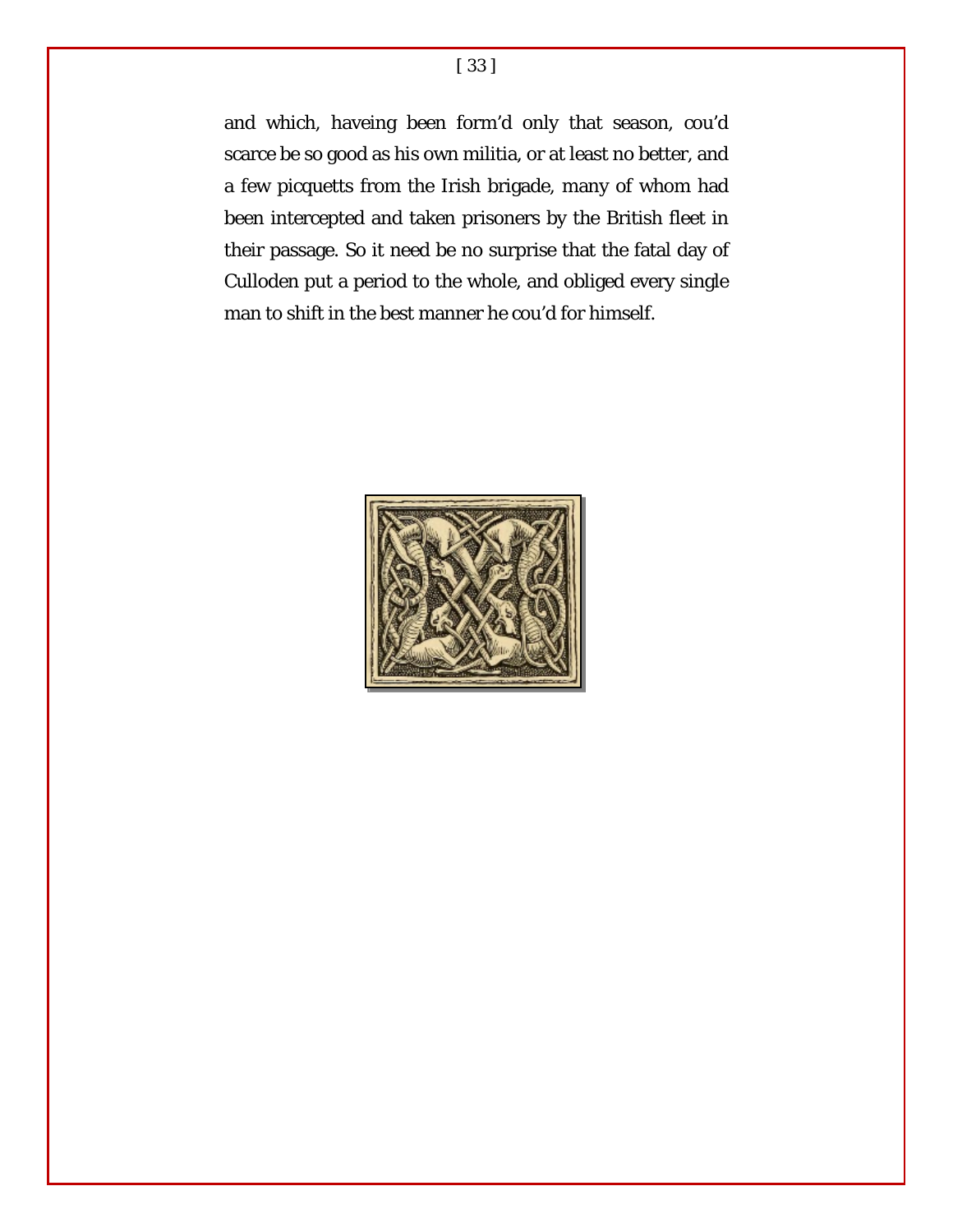and which, haveing been form'd only that season, cou'd scarce be so good as his own militia, or at least no better, and a few picquetts from the Irish brigade, many of whom had been intercepted and taken prisoners by the British fleet in their passage. So it need be no surprise that the fatal day of Culloden put a period to the whole, and obliged every single man to shift in the best manner he cou'd for himself.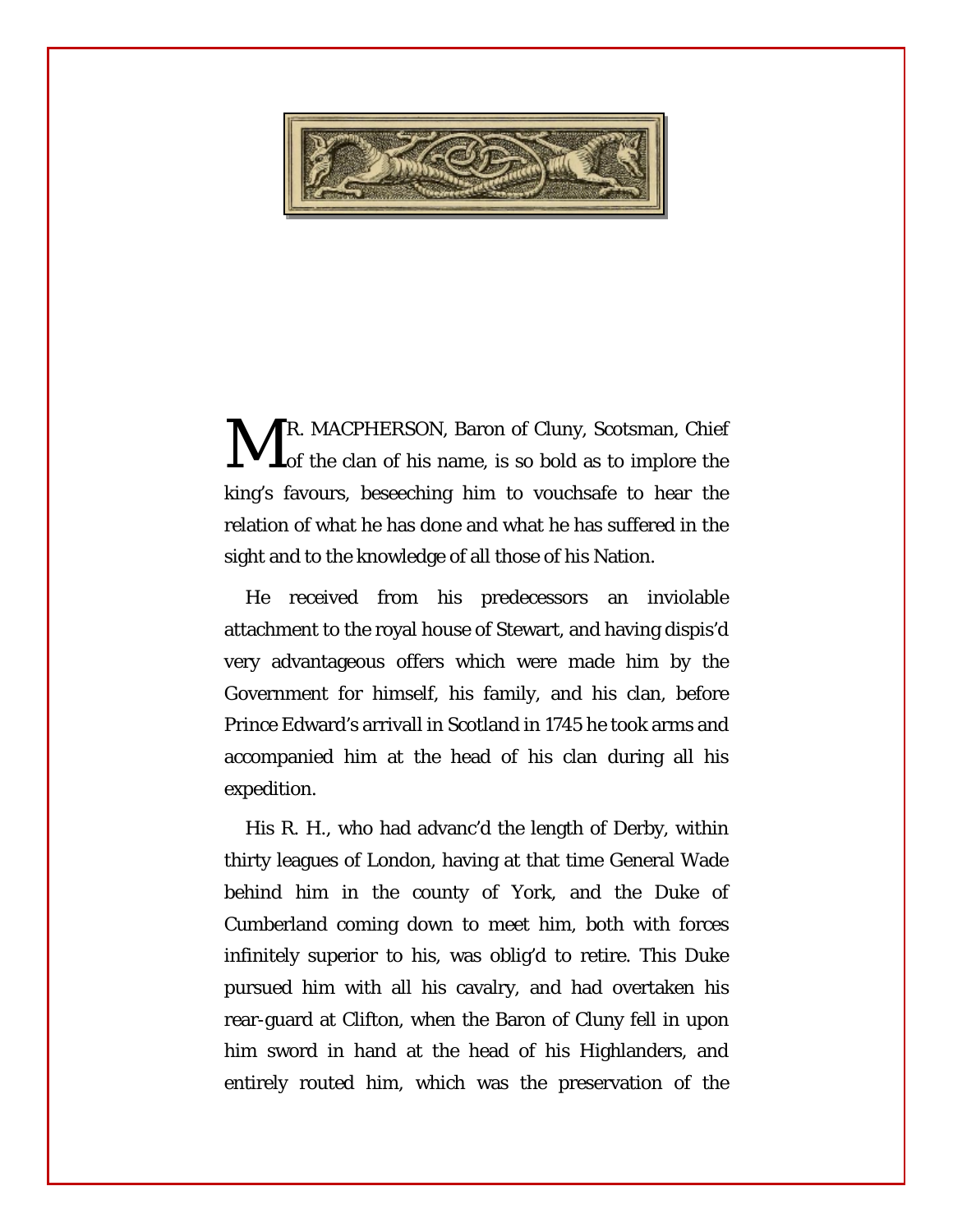MR. MACPHERSON, Baron of Cluny, Scotsman, Chief of the clan of his name, is so bold as to implore the king's favours, beseeching him to vouchsafe to hear the relation of what he has done and what he has suffered in the sight and to the knowledge of all those of his Nation.

He received from his predecessors an inviolable attachment to the royal house of Stewart, and having dispis'd very advantageous offers which were made him by the Government for himself, his family, and his clan, before Prince Edward's arrivall in Scotland in 1745 he took arms and accompanied him at the head of his clan during all his expedition.

His R. H., who had advanc'd the length of Derby, within thirty leagues of London, having at that time General Wade behind him in the county of York, and the Duke of Cumberland coming down to meet him, both with forces infinitely superior to his, was oblig'd to retire. This Duke pursued him with all his cavalry, and had overtaken his rear-guard at Clifton, when the Baron of Cluny fell in upon him sword in hand at the head of his Highlanders, and entirely routed him, which was the preservation of the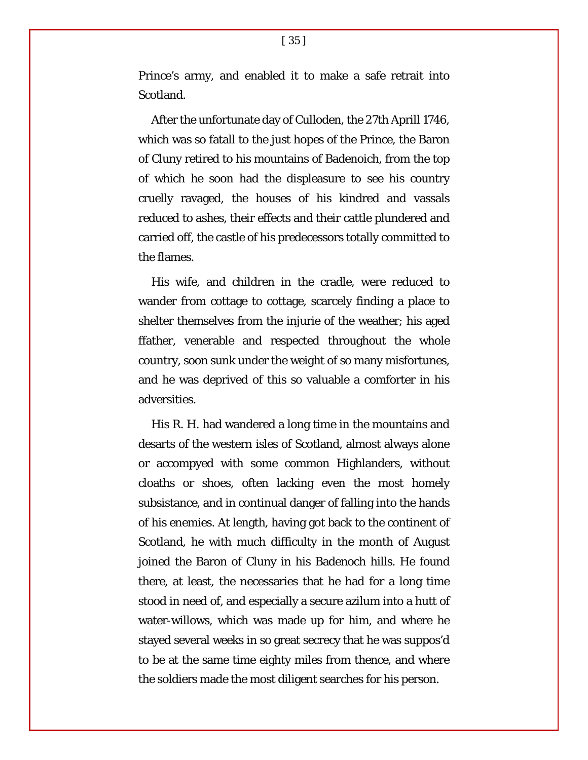Prince's army, and enabled it to make a safe retrait into Scotland.

After the unfortunate day of Culloden, the 27th Aprill 1746, which was so fatall to the just hopes of the Prince, the Baron of Cluny retired to his mountains of Badenoich, from the top of which he soon had the displeasure to see his country cruelly ravaged, the houses of his kindred and vassals reduced to ashes, their effects and their cattle plundered and carried off, the castle of his predecessors totally committed to the flames.

His wife, and children in the cradle, were reduced to wander from cottage to cottage, scarcely finding a place to shelter themselves from the injurie of the weather; his aged ffather, venerable and respected throughout the whole country, soon sunk under the weight of so many misfortunes, and he was deprived of this so valuable a comforter in his adversities.

His R. H. had wandered a long time in the mountains and desarts of the western isles of Scotland, almost always alone or accompyed with some common Highlanders, without cloaths or shoes, often lacking even the most homely subsistance, and in continual danger of falling into the hands of his enemies. At length, having got back to the continent of Scotland, he with much difficulty in the month of August joined the Baron of Cluny in his Badenoch hills. He found there, at least, the necessaries that he had for a long time stood in need of, and especially a secure azilum into a hutt of water-willows, which was made up for him, and where he stayed several weeks in so great secrecy that he was suppos'd to be at the same time eighty miles from thence, and where the soldiers made the most diligent searches for his person.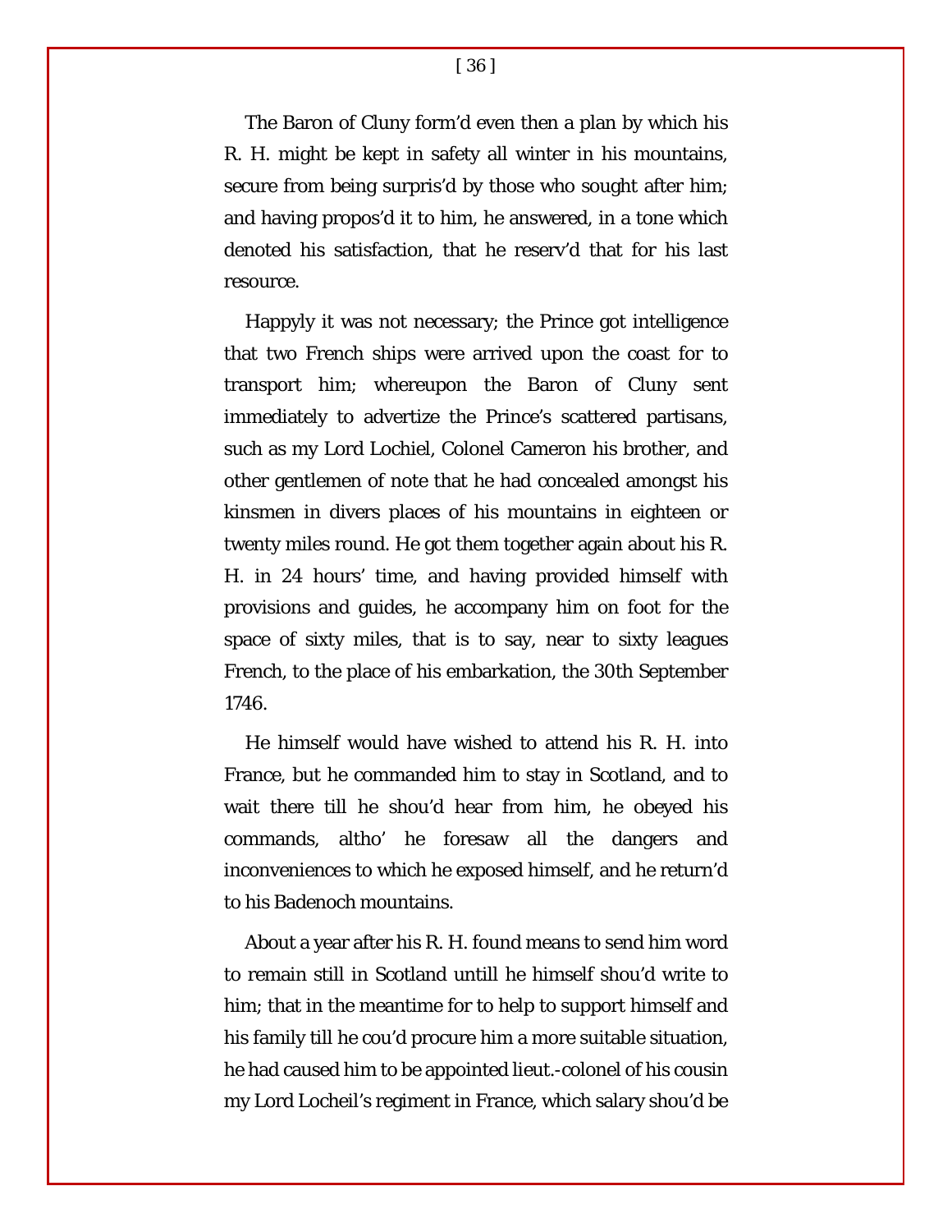The Baron of Cluny form'd even then a plan by which his R. H. might be kept in safety all winter in his mountains, secure from being surpris'd by those who sought after him; and having propos'd it to him, he answered, in a tone which denoted his satisfaction, that he reserv'd that for his last resource.

Happyly it was not necessary; the Prince got intelligence that two French ships were arrived upon the coast for to transport him; whereupon the Baron of Cluny sent immediately to advertize the Prince's scattered partisans, such as my Lord Lochiel, Colonel Cameron his brother, and other gentlemen of note that he had concealed amongst his kinsmen in divers places of his mountains in eighteen or twenty miles round. He got them together again about his R. H. in 24 hours' time, and having provided himself with provisions and guides, he accompany him on foot for the space of sixty miles, that is to say, near to sixty leagues French, to the place of his embarkation, the 30th September 1746.

He himself would have wished to attend his R. H. into France, but he commanded him to stay in Scotland, and to wait there till he shou'd hear from him, he obeyed his commands, altho' he foresaw all the dangers and inconveniences to which he exposed himself, and he return'd to his Badenoch mountains.

About a year after his R. H. found means to send him word to remain still in Scotland untill he himself shou'd write to him; that in the meantime for to help to support himself and his family till he cou'd procure him a more suitable situation, he had caused him to be appointed lieut.-colonel of his cousin my Lord Locheil's regiment in France, which salary shou'd be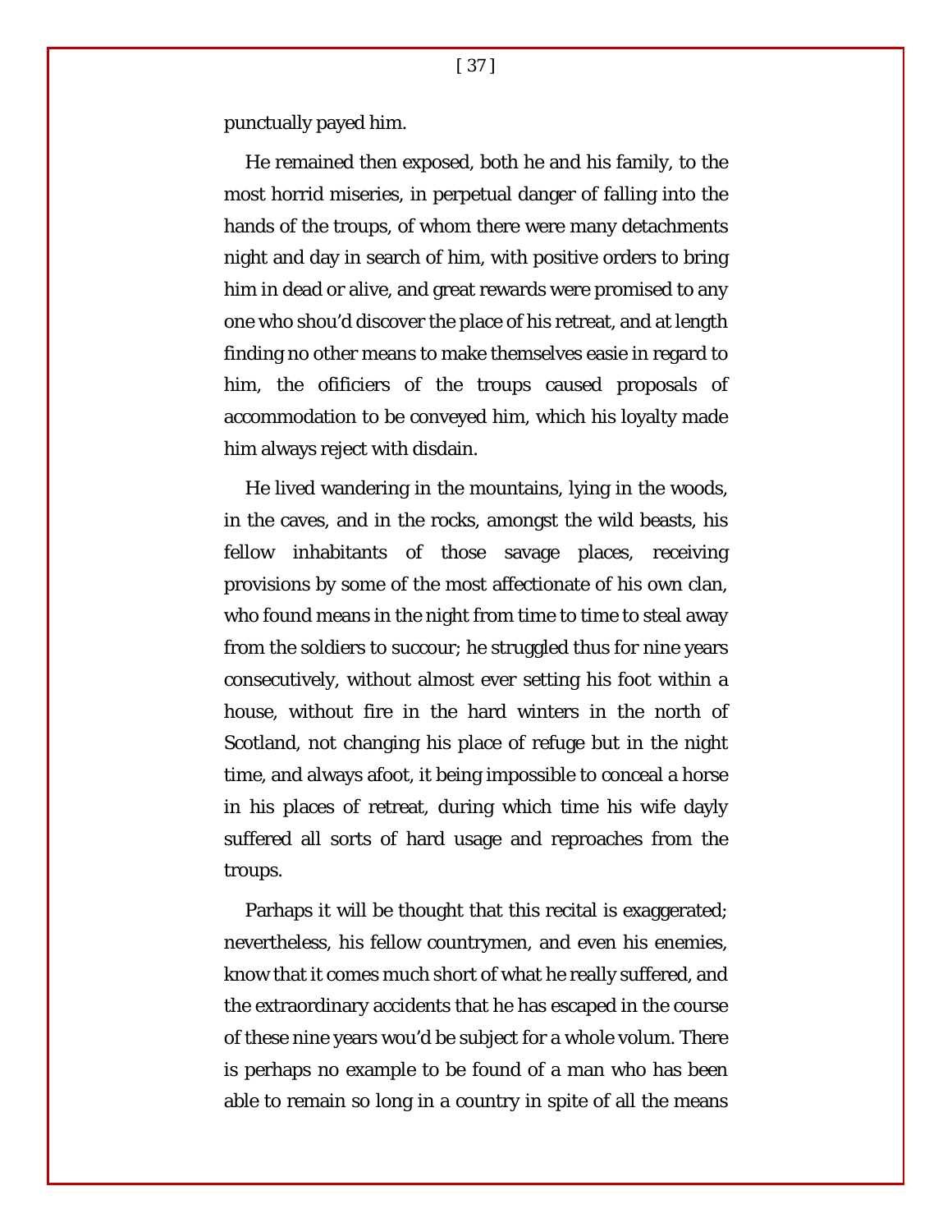punctually payed him.

He remained then exposed, both he and his family, to the most horrid miseries, in perpetual danger of falling into the hands of the troups, of whom there were many detachments night and day in search of him, with positive orders to bring him in dead or alive, and great rewards were promised to any one who shou'd discover the place of his retreat, and at length finding no other means to make themselves easie in regard to him, the ofificiers of the troups caused proposals of accommodation to be conveyed him, which his loyalty made him always reject with disdain.

He lived wandering in the mountains, lying in the woods, in the caves, and in the rocks, amongst the wild beasts, his fellow inhabitants of those savage places, receiving provisions by some of the most affectionate of his own clan, who found means in the night from time to time to steal away from the soldiers to succour; he struggled thus for nine years consecutively, without almost ever setting his foot within a house, without fire in the hard winters in the north of Scotland, not changing his place of refuge but in the night time, and always afoot, it being impossible to conceal a horse in his places of retreat, during which time his wife dayly suffered all sorts of hard usage and reproaches from the troups.

Parhaps it will be thought that this recital is exaggerated; nevertheless, his fellow countrymen, and even his enemies, know that it comes much short of what he really suffered, and the extraordinary accidents that he has escaped in the course of these nine years wou'd be subject for a whole volum. There is perhaps no example to be found of a man who has been able to remain so long in a country in spite of all the means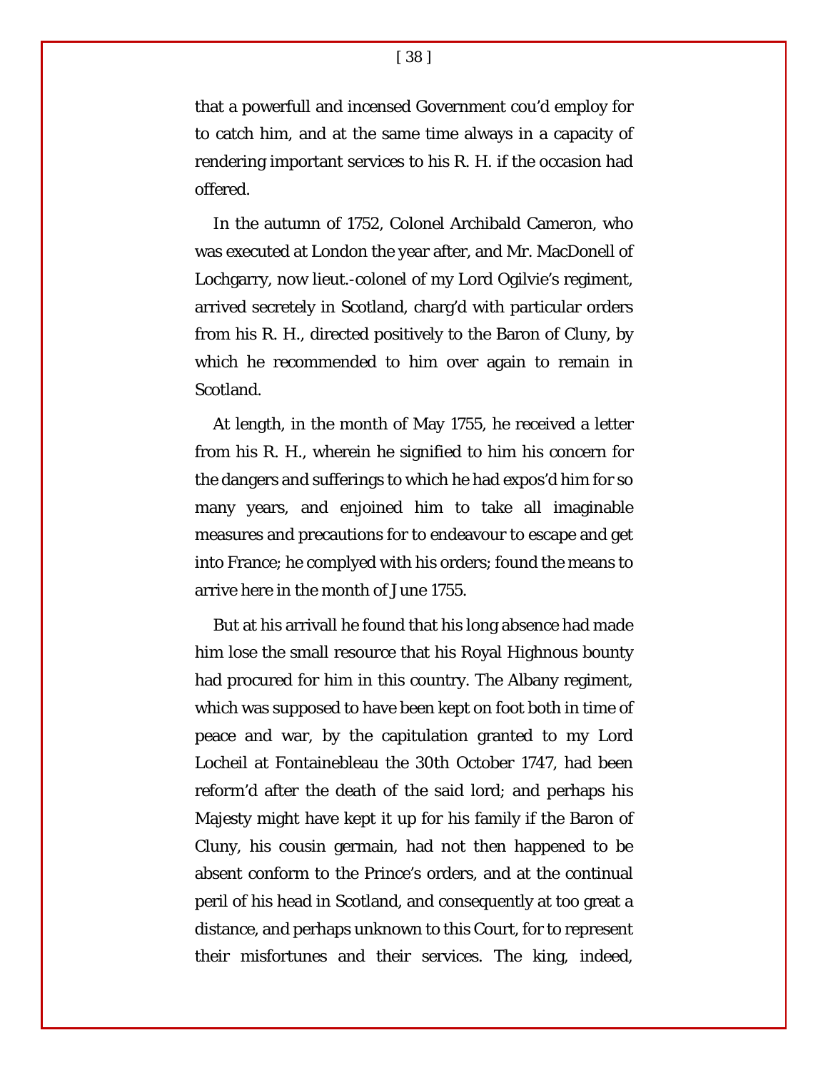that a powerfull and incensed Government cou'd employ for to catch him, and at the same time always in a capacity of rendering important services to his R. H. if the occasion had offered.

In the autumn of 1752, Colonel Archibald Cameron, who was executed at London the year after, and Mr. MacDonell of Lochgarry, now lieut.-colonel of my Lord Ogilvie's regiment, arrived secretely in Scotland, charg'd with particular orders from his R. H., directed positively to the Baron of Cluny, by which he recommended to him over again to remain in Scotland.

At length, in the month of May 1755, he received a letter from his R. H., wherein he signified to him his concern for the dangers and sufferings to which he had expos'd him for so many years, and enjoined him to take all imaginable measures and precautions for to endeavour to escape and get into France; he complyed with his orders; found the means to arrive here in the month of June 1755.

But at his arrivall he found that his long absence had made him lose the small resource that his Royal Highnous bounty had procured for him in this country. The Albany regiment, which was supposed to have been kept on foot both in time of peace and war, by the capitulation granted to my Lord Locheil at Fontainebleau the 30th October 1747, had been reform'd after the death of the said lord; and perhaps his Majesty might have kept it up for his family if the Baron of Cluny, his cousin germain, had not then happened to be absent conform to the Prince's orders, and at the continual peril of his head in Scotland, and consequently at too great a distance, and perhaps unknown to this Court, for to represent their misfortunes and their services. The king, indeed,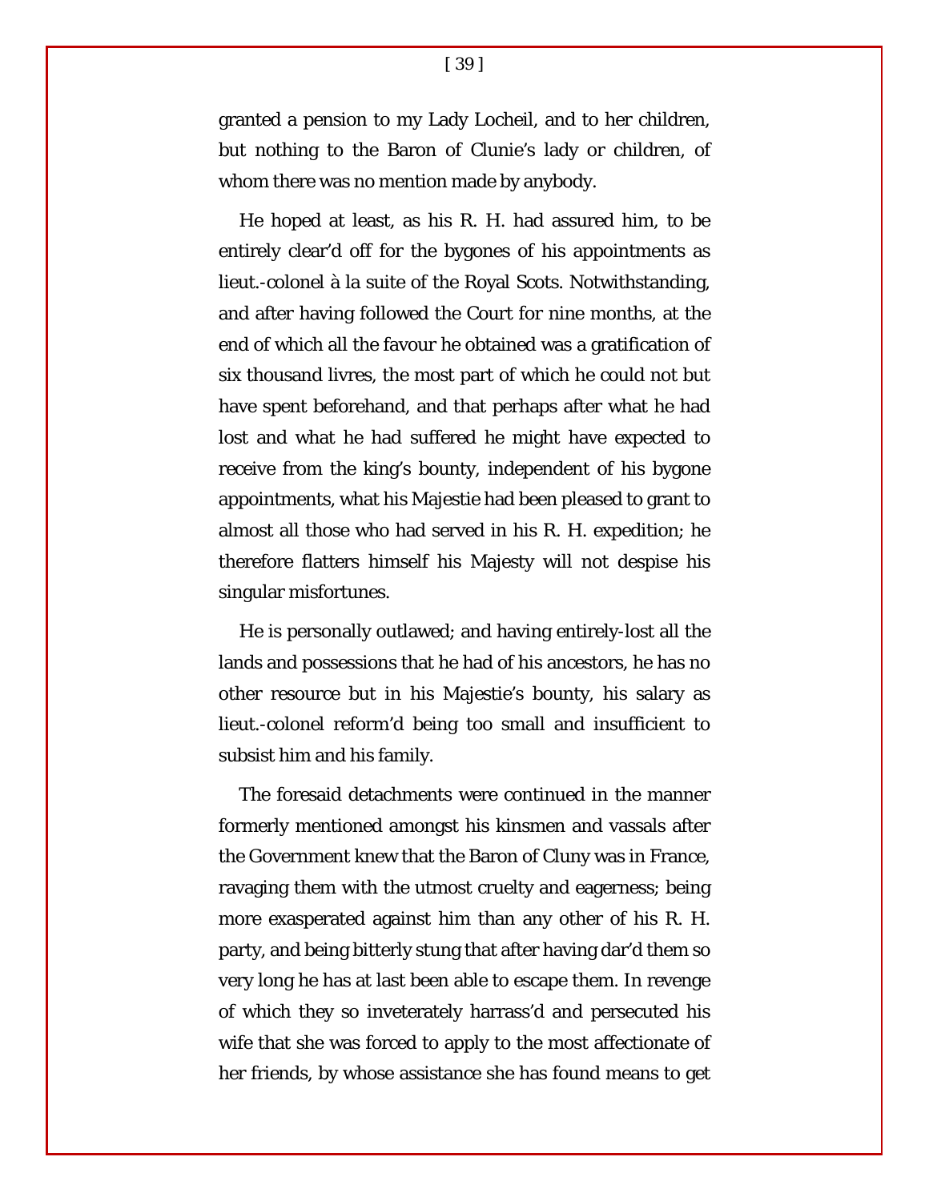granted a pension to my Lady Locheil, and to her children, but nothing to the Baron of Clunie's lady or children, of whom there was no mention made by anybody.

He hoped at least, as his R. H. had assured him, to be entirely clear'd off for the bygones of his appointments as lieut.-colonel à la suite of the Royal Scots. Notwithstanding, and after having followed the Court for nine months, at the end of which all the favour he obtained was a gratification of six thousand livres, the most part of which he could not but have spent beforehand, and that perhaps after what he had lost and what he had suffered he might have expected to receive from the king's bounty, independent of his bygone appointments, what his Majestie had been pleased to grant to almost all those who had served in his R. H. expedition; he therefore flatters himself his Majesty will not despise his singular misfortunes.

He is personally outlawed; and having entirely-lost all the lands and possessions that he had of his ancestors, he has no other resource but in his Majestie's bounty, his salary as lieut.-colonel reform'd being too small and insufficient to subsist him and his family.

The foresaid detachments were continued in the manner formerly mentioned amongst his kinsmen and vassals after the Government knew that the Baron of Cluny was in France, ravaging them with the utmost cruelty and eagerness; being more exasperated against him than any other of his R. H. party, and being bitterly stung that after having dar'd them so very long he has at last been able to escape them. In revenge of which they so inveterately harrass'd and persecuted his wife that she was forced to apply to the most affectionate of her friends, by whose assistance she has found means to get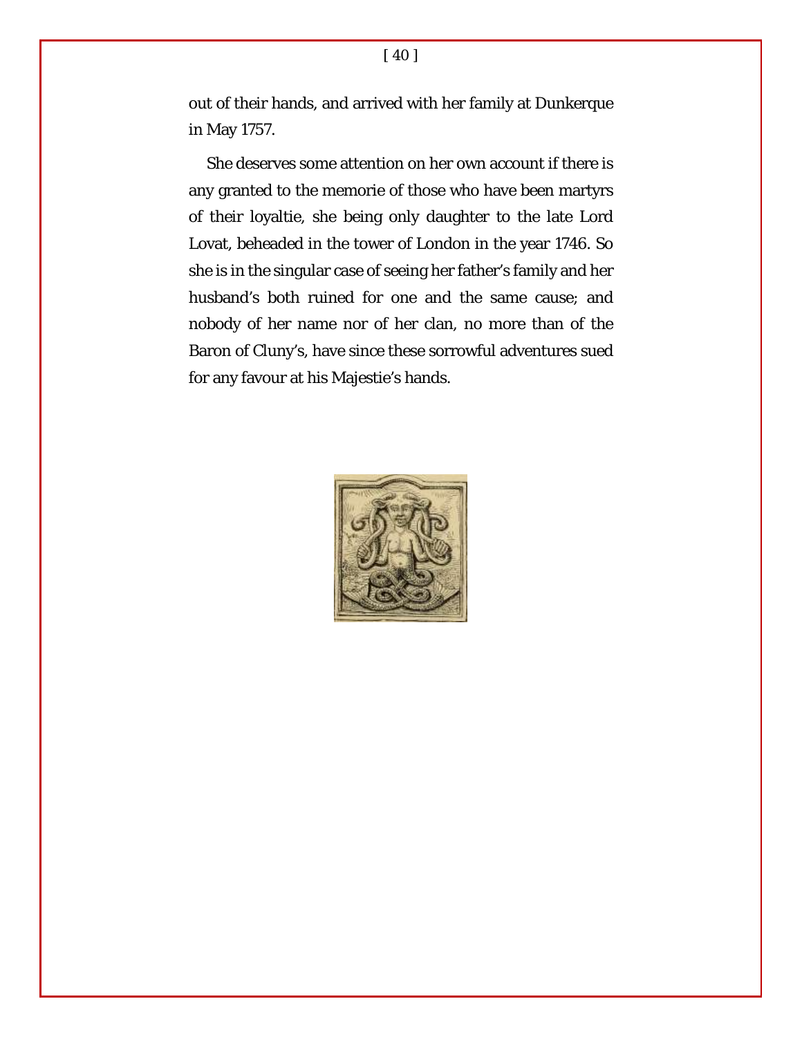out of their hands, and arrived with her family at Dunkerque in May 1757.

She deserves some attention on her own account if there is any granted to the memorie of those who have been martyrs of their loyaltie, she being only daughter to the late Lord Lovat, beheaded in the tower of London in the year 1746. So she is in the singular case of seeing her father’s family and her husband’s both ruined for one and the same cause; and nobody of her name nor of her clan, no more than of the Baron of Cluny’s, have since these sorrowful adventures sued for any favour at his Majestie’s hands.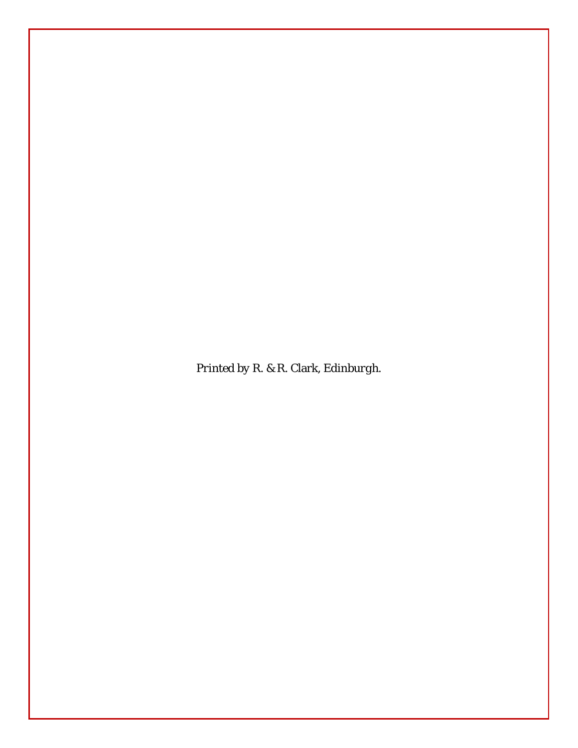Printed by R. & R. Clark, Edinburgh.